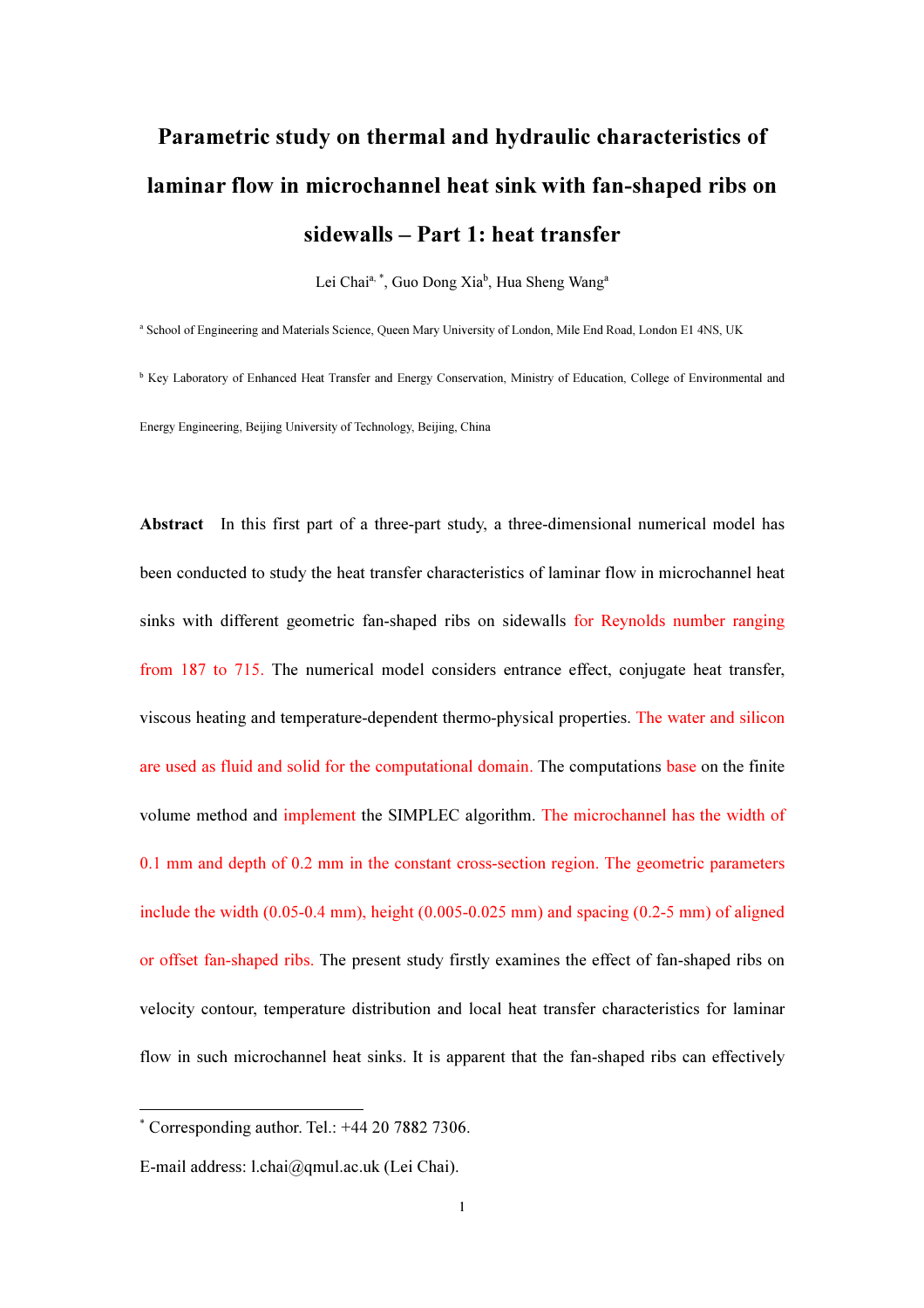# Parametric study on thermal and hydraulic characteristics of laminar flow in microchannel heat sink with fan-shaped ribs on sidewalls – Part 1: heat transfer

Lei Chai[a, *], Guo Dong Xia[b], Hua Sheng Wang[a]

[a] School of Engineering and Materials Science, Queen Mary University of London, Mile End Road, London E1 4NS, UK

[b] Key Laboratory of Enhanced Heat Transfer and Energy Conservation, Ministry of Education, College of Environmental and Energy Engineering, Beijing University of Technology, Beijing, China

**Abstract** In this first part of a three-part study, a three-dimensional numerical model has been conducted to study the heat transfer characteristics of laminar flow in microchannel heat sinks with different geometric fan-shaped ribs on sidewalls for Reynolds number ranging from 187 to 715. The numerical model considers entrance effect, conjugate heat transfer, viscous heating and temperature-dependent thermo-physical properties. The water and silicon are used as fluid and solid for the computational domain. The computations base on the finite volume method and implement the SIMPLEC algorithm. The microchannel has the width of 0.1 mm and depth of 0.2 mm in the constant cross-section region. The geometric parameters include the width (0.05-0.4 mm), height (0.005-0.025 mm) and spacing (0.2-5 mm) of aligned or offset fan-shaped ribs. The present study firstly examines the effect of fan-shaped ribs on velocity contour, temperature distribution and local heat transfer characteristics for laminar flow in such microchannel heat sinks. It is apparent that the fan-shaped ribs can effectively

---

[*] Corresponding author. Tel.: +44 20 7882 7306.

E-mail address: l.chai@qmul.ac.uk (Lei Chai).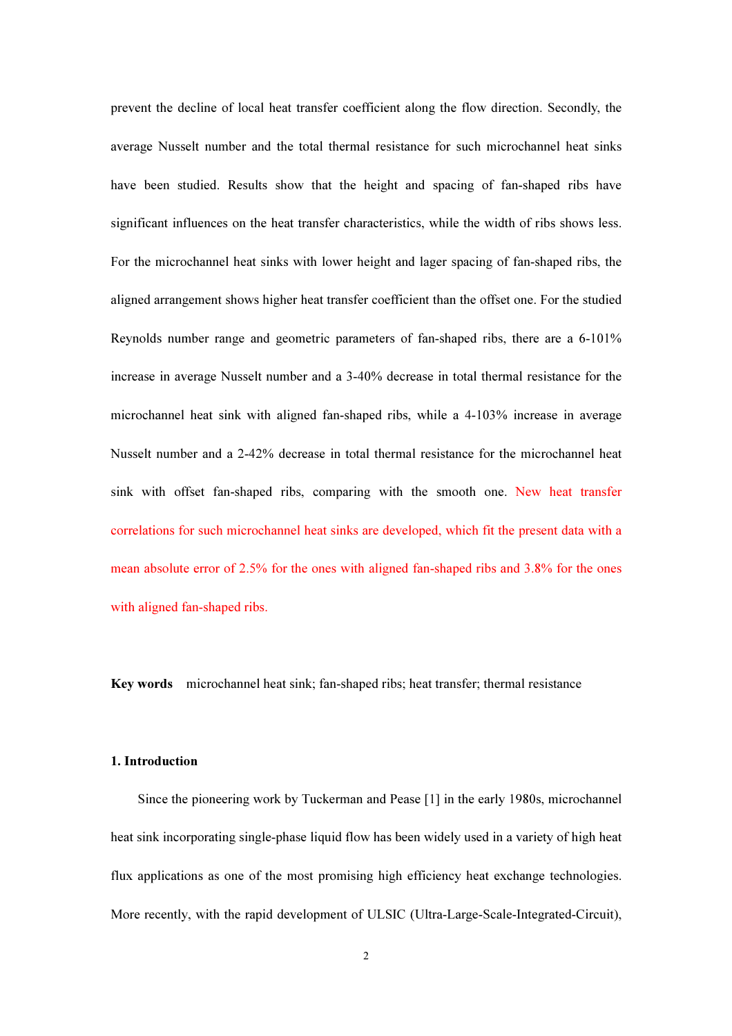prevent the decline of local heat transfer coefficient along the flow direction. Secondly, the average Nusselt number and the total thermal resistance for such microchannel heat sinks have been studied. Results show that the height and spacing of fan-shaped ribs have significant influences on the heat transfer characteristics, while the width of ribs shows less. For the microchannel heat sinks with lower height and lager spacing of fan-shaped ribs, the aligned arrangement shows higher heat transfer coefficient than the offset one. For the studied Reynolds number range and geometric parameters of fan-shaped ribs, there are a 6-101% increase in average Nusselt number and a 3-40% decrease in total thermal resistance for the microchannel heat sink with aligned fan-shaped ribs, while a 4-103% increase in average Nusselt number and a 2-42% decrease in total thermal resistance for the microchannel heat sink with offset fan-shaped ribs, comparing with the smooth one. New heat transfer correlations for such microchannel heat sinks are developed, which fit the present data with a mean absolute error of 2.5% for the ones with aligned fan-shaped ribs and 3.8% for the ones with aligned fan-shaped ribs.

**Key words** microchannel heat sink; fan-shaped ribs; heat transfer; thermal resistance

## 1. Introduction

Since the pioneering work by Tuckerman and Pease [1] in the early 1980s, microchannel heat sink incorporating single-phase liquid flow has been widely used in a variety of high heat flux applications as one of the most promising high efficiency heat exchange technologies. More recently, with the rapid development of ULSIC (Ultra-Large-Scale-Integrated-Circuit),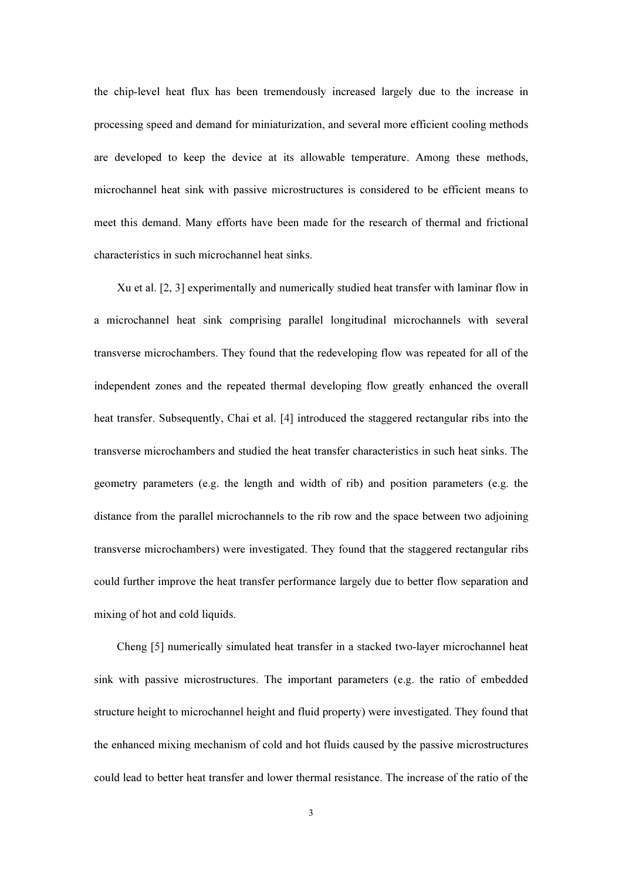the chip-level heat flux has been tremendously increased largely due to the increase in processing speed and demand for miniaturization, and several more efficient cooling methods are developed to keep the device at its allowable temperature. Among these methods, microchannel heat sink with passive microstructures is considered to be efficient means to meet this demand. Many efforts have been made for the research of thermal and frictional characteristics in such microchannel heat sinks.

Xu et al. [2, 3] experimentally and numerically studied heat transfer with laminar flow in a microchannel heat sink comprising parallel longitudinal microchannels with several transverse microchambers. They found that the redeveloping flow was repeated for all of the independent zones and the repeated thermal developing flow greatly enhanced the overall heat transfer. Subsequently, Chai et al. [4] introduced the staggered rectangular ribs into the transverse microchambers and studied the heat transfer characteristics in such heat sinks. The geometry parameters (e.g. the length and width of rib) and position parameters (e.g. the distance from the parallel microchannels to the rib row and the space between two adjoining transverse microchambers) were investigated. They found that the staggered rectangular ribs could further improve the heat transfer performance largely due to better flow separation and mixing of hot and cold liquids.

Cheng [5] numerically simulated heat transfer in a stacked two-layer microchannel heat sink with passive microstructures. The important parameters (e.g. the ratio of embedded structure height to microchannel height and fluid property) were investigated. They found that the enhanced mixing mechanism of cold and hot fluids caused by the passive microstructures could lead to better heat transfer and lower thermal resistance. The increase of the ratio of the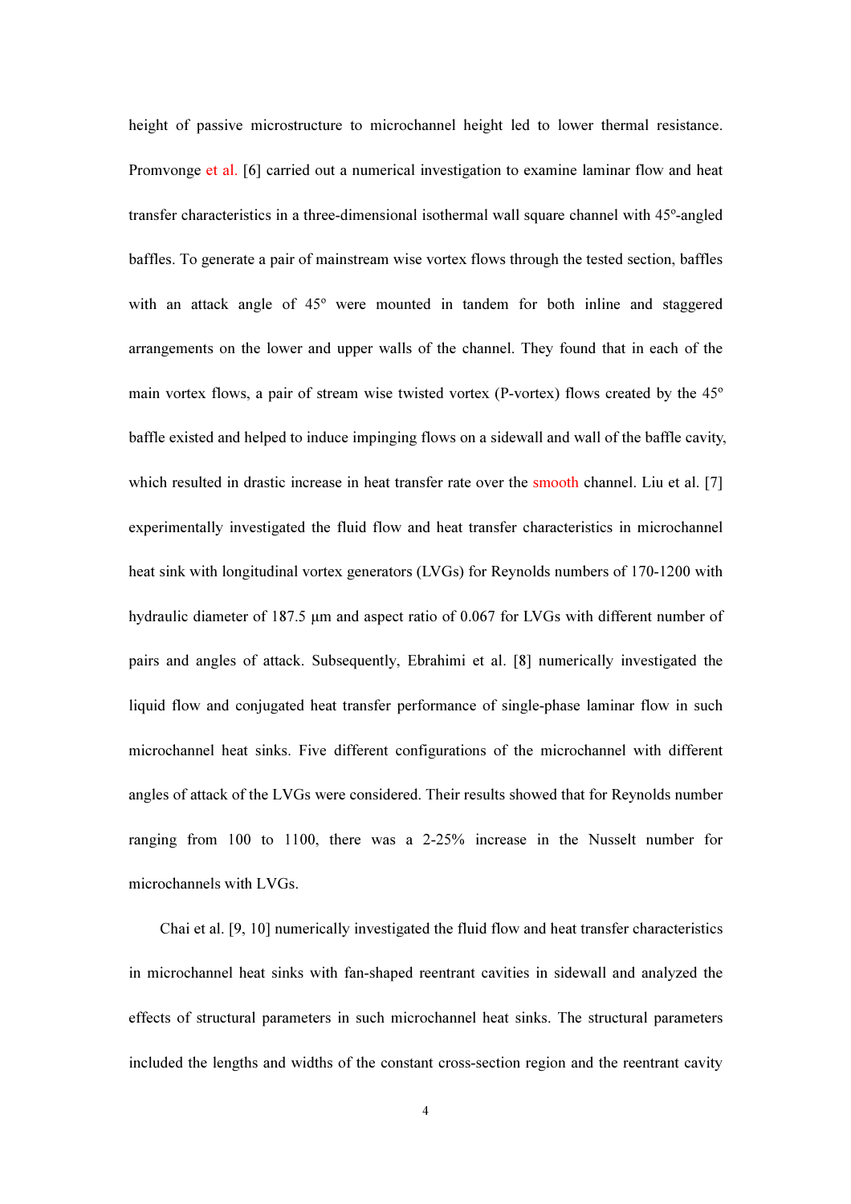height of passive microstructure to microchannel height led to lower thermal resistance. Promvonge et al. [6] carried out a numerical investigation to examine laminar flow and heat transfer characteristics in a three-dimensional isothermal wall square channel with 45º-angled baffles. To generate a pair of mainstream wise vortex flows through the tested section, baffles with an attack angle of 45º were mounted in tandem for both inline and staggered arrangements on the lower and upper walls of the channel. They found that in each of the main vortex flows, a pair of stream wise twisted vortex (P-vortex) flows created by the 45º baffle existed and helped to induce impinging flows on a sidewall and wall of the baffle cavity, which resulted in drastic increase in heat transfer rate over the smooth channel. Liu et al. [7] experimentally investigated the fluid flow and heat transfer characteristics in microchannel heat sink with longitudinal vortex generators (LVGs) for Reynolds numbers of 170-1200 with hydraulic diameter of 187.5 μm and aspect ratio of 0.067 for LVGs with different number of pairs and angles of attack. Subsequently, Ebrahimi et al. [8] numerically investigated the liquid flow and conjugated heat transfer performance of single-phase laminar flow in such microchannel heat sinks. Five different configurations of the microchannel with different angles of attack of the LVGs were considered. Their results showed that for Reynolds number ranging from 100 to 1100, there was a 2-25% increase in the Nusselt number for microchannels with LVGs.

Chai et al. [9, 10] numerically investigated the fluid flow and heat transfer characteristics in microchannel heat sinks with fan-shaped reentrant cavities in sidewall and analyzed the effects of structural parameters in such microchannel heat sinks. The structural parameters included the lengths and widths of the constant cross-section region and the reentrant cavity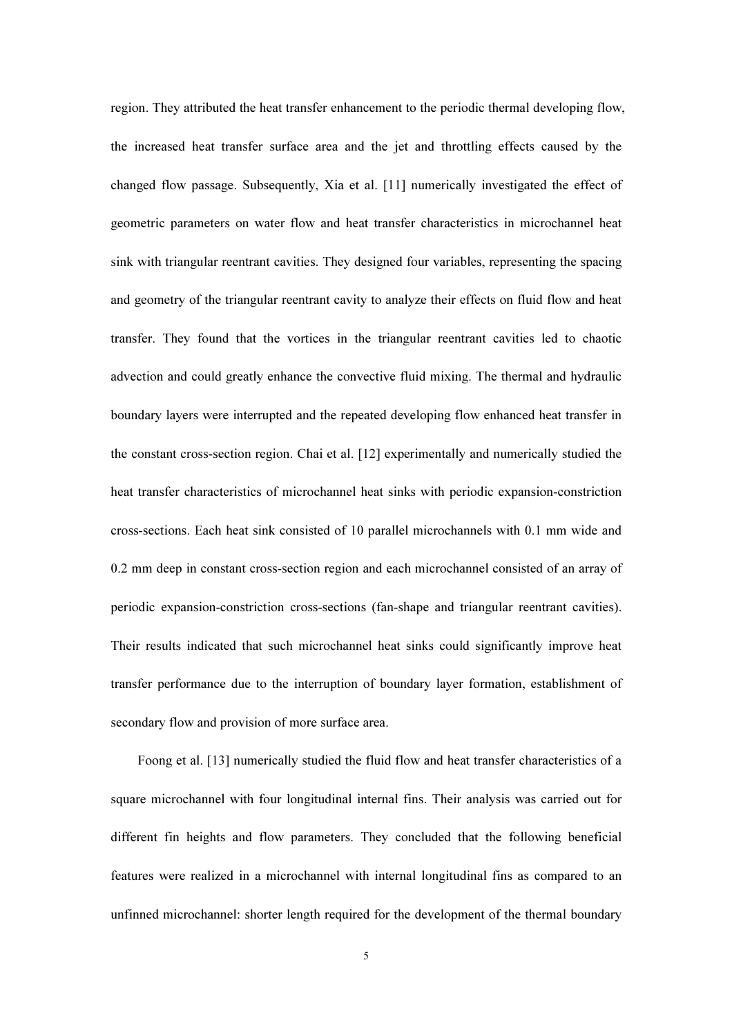region. They attributed the heat transfer enhancement to the periodic thermal developing flow, the increased heat transfer surface area and the jet and throttling effects caused by the changed flow passage. Subsequently, Xia et al. [11] numerically investigated the effect of geometric parameters on water flow and heat transfer characteristics in microchannel heat sink with triangular reentrant cavities. They designed four variables, representing the spacing and geometry of the triangular reentrant cavity to analyze their effects on fluid flow and heat transfer. They found that the vortices in the triangular reentrant cavities led to chaotic advection and could greatly enhance the convective fluid mixing. The thermal and hydraulic boundary layers were interrupted and the repeated developing flow enhanced heat transfer in the constant cross-section region. Chai et al. [12] experimentally and numerically studied the heat transfer characteristics of microchannel heat sinks with periodic expansion-constriction cross-sections. Each heat sink consisted of 10 parallel microchannels with 0.1 mm wide and 0.2 mm deep in constant cross-section region and each microchannel consisted of an array of periodic expansion-constriction cross-sections (fan-shape and triangular reentrant cavities). Their results indicated that such microchannel heat sinks could significantly improve heat transfer performance due to the interruption of boundary layer formation, establishment of secondary flow and provision of more surface area.

Foong et al. [13] numerically studied the fluid flow and heat transfer characteristics of a square microchannel with four longitudinal internal fins. Their analysis was carried out for different fin heights and flow parameters. They concluded that the following beneficial features were realized in a microchannel with internal longitudinal fins as compared to an unfinned microchannel: shorter length required for the development of the thermal boundary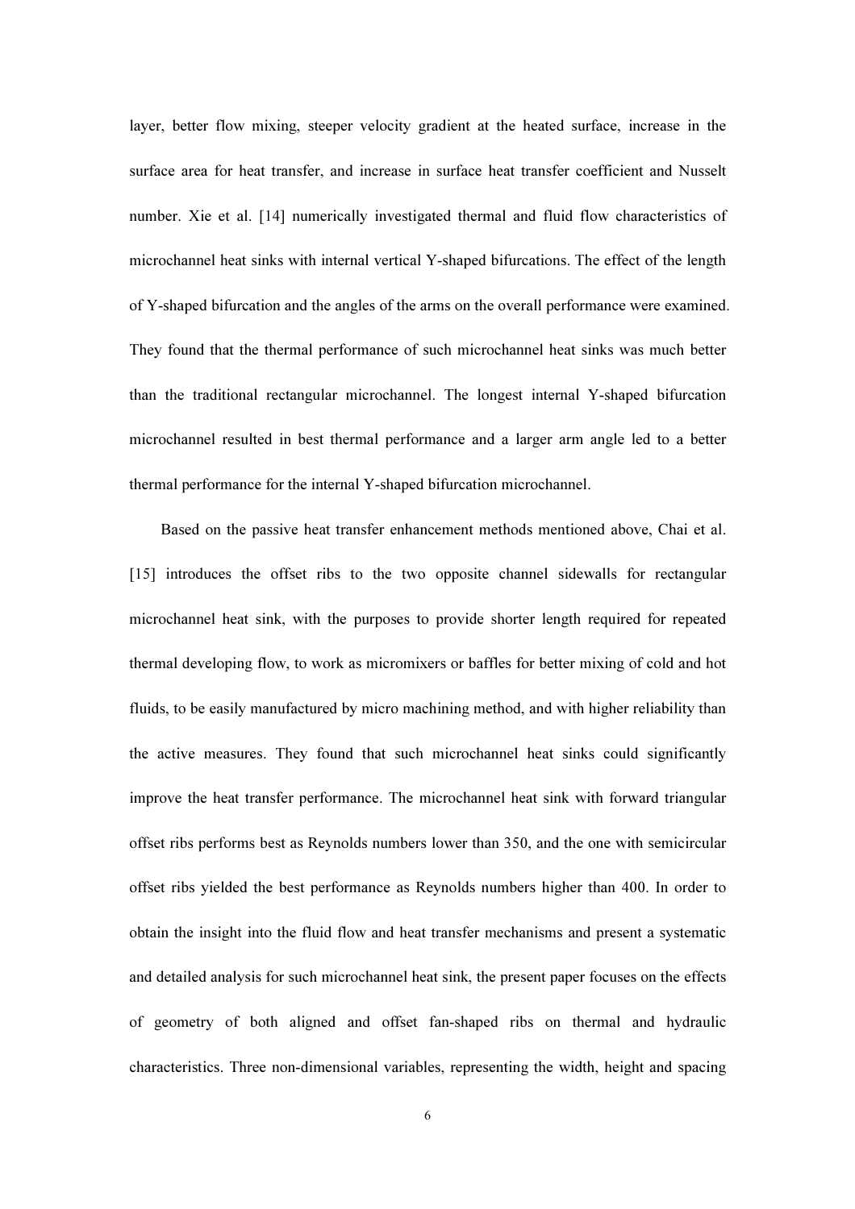layer, better flow mixing, steeper velocity gradient at the heated surface, increase in the surface area for heat transfer, and increase in surface heat transfer coefficient and Nusselt number. Xie et al. [14] numerically investigated thermal and fluid flow characteristics of microchannel heat sinks with internal vertical Y-shaped bifurcations. The effect of the length of Y-shaped bifurcation and the angles of the arms on the overall performance were examined. They found that the thermal performance of such microchannel heat sinks was much better than the traditional rectangular microchannel. The longest internal Y-shaped bifurcation microchannel resulted in best thermal performance and a larger arm angle led to a better thermal performance for the internal Y-shaped bifurcation microchannel.

Based on the passive heat transfer enhancement methods mentioned above, Chai et al. [15] introduces the offset ribs to the two opposite channel sidewalls for rectangular microchannel heat sink, with the purposes to provide shorter length required for repeated thermal developing flow, to work as micromixers or baffles for better mixing of cold and hot fluids, to be easily manufactured by micro machining method, and with higher reliability than the active measures. They found that such microchannel heat sinks could significantly improve the heat transfer performance. The microchannel heat sink with forward triangular offset ribs performs best as Reynolds numbers lower than 350, and the one with semicircular offset ribs yielded the best performance as Reynolds numbers higher than 400. In order to obtain the insight into the fluid flow and heat transfer mechanisms and present a systematic and detailed analysis for such microchannel heat sink, the present paper focuses on the effects of geometry of both aligned and offset fan-shaped ribs on thermal and hydraulic characteristics. Three non-dimensional variables, representing the width, height and spacing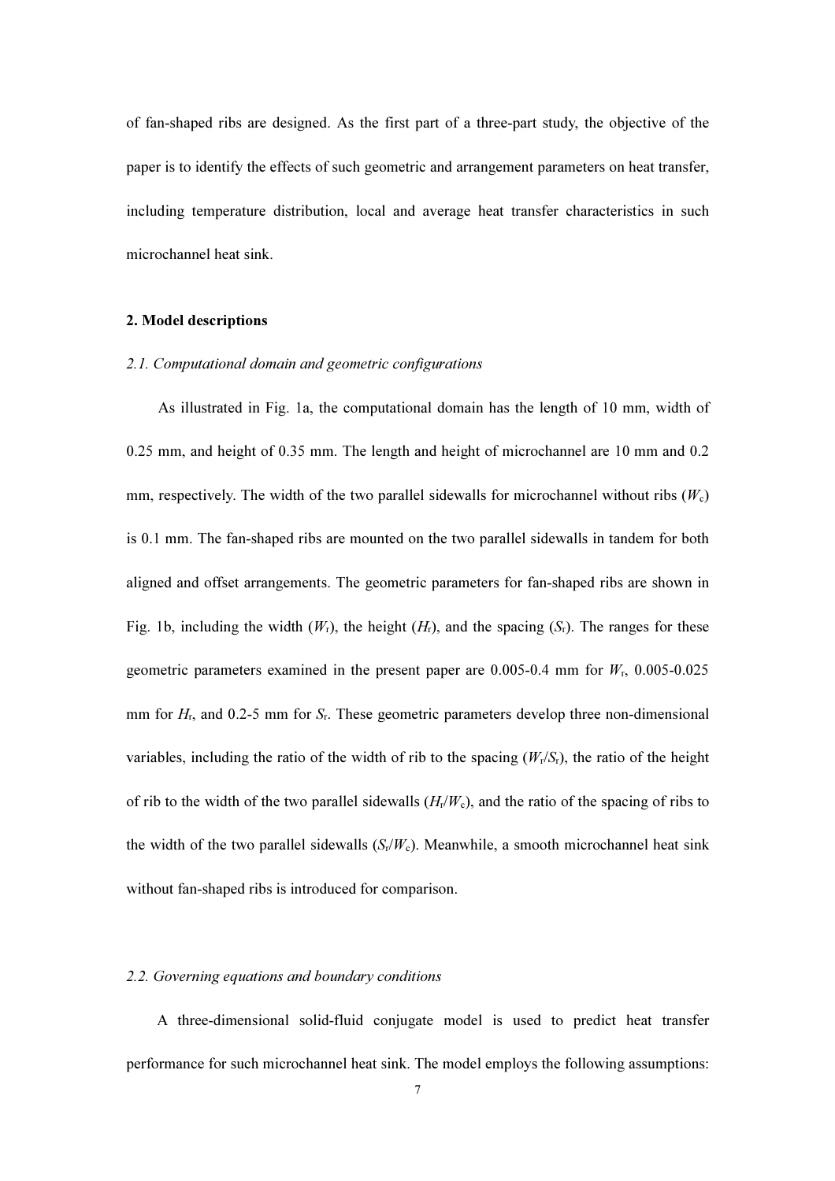of fan-shaped ribs are designed. As the first part of a three-part study, the objective of the paper is to identify the effects of such geometric and arrangement parameters on heat transfer, including temperature distribution, local and average heat transfer characteristics in such microchannel heat sink.

## 2. Model descriptions

### *2.1. Computational domain and geometric configurations*

As illustrated in Fig. 1a, the computational domain has the length of 10 mm, width of 0.25 mm, and height of 0.35 mm. The length and height of microchannel are 10 mm and 0.2 mm, respectively. The width of the two parallel sidewalls for microchannel without ribs ($W_c$) is 0.1 mm. The fan-shaped ribs are mounted on the two parallel sidewalls in tandem for both aligned and offset arrangements. The geometric parameters for fan-shaped ribs are shown in Fig. 1b, including the width ($W_r$), the height ($H_r$), and the spacing ($S_r$). The ranges for these geometric parameters examined in the present paper are 0.005-0.4 mm for $W_r$, 0.005-0.025 mm for $H_r$, and 0.2-5 mm for $S_r$. These geometric parameters develop three non-dimensional variables, including the ratio of the width of rib to the spacing ($W_r/S_r$), the ratio of the height of rib to the width of the two parallel sidewalls ($H_r/W_c$), and the ratio of the spacing of ribs to the width of the two parallel sidewalls ($S_r/W_c$). Meanwhile, a smooth microchannel heat sink without fan-shaped ribs is introduced for comparison.

### *2.2. Governing equations and boundary conditions*

A three-dimensional solid-fluid conjugate model is used to predict heat transfer performance for such microchannel heat sink. The model employs the following assumptions: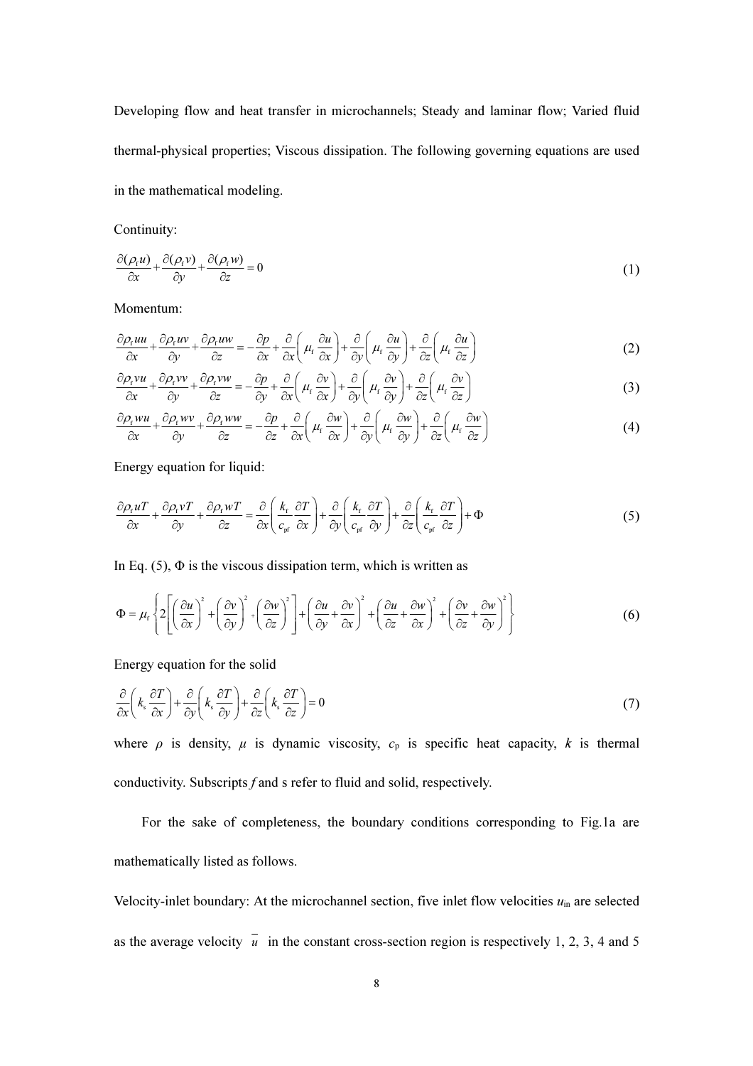Developing flow and heat transfer in microchannels; Steady and laminar flow; Varied fluid thermal-physical properties; Viscous dissipation. The following governing equations are used in the mathematical modeling.

Continuity:

$$\frac{\partial(\rho_f u)}{\partial x}+\frac{\partial(\rho_f v)}{\partial y}+\frac{\partial(\rho_f w)}{\partial z}=0 \tag{1}$$

Momentum:

$$\frac{\partial \rho_f uu}{\partial x}+\frac{\partial \rho_f uv}{\partial y}+\frac{\partial \rho_f uw}{\partial z}=-\frac{\partial p}{\partial x}+\frac{\partial}{\partial x}\left(\mu_f\frac{\partial u}{\partial x}\right)+\frac{\partial}{\partial y}\left(\mu_f\frac{\partial u}{\partial y}\right)+\frac{\partial}{\partial z}\left(\mu_f\frac{\partial u}{\partial z}\right) \tag{2}$$

$$\frac{\partial \rho_f vu}{\partial x}+\frac{\partial \rho_f vv}{\partial y}+\frac{\partial \rho_f vw}{\partial z}=-\frac{\partial p}{\partial y}+\frac{\partial}{\partial x}\left(\mu_f\frac{\partial v}{\partial x}\right)+\frac{\partial}{\partial y}\left(\mu_f\frac{\partial v}{\partial y}\right)+\frac{\partial}{\partial z}\left(\mu_f\frac{\partial v}{\partial z}\right) \tag{3}$$

$$\frac{\partial \rho_f wu}{\partial x}+\frac{\partial \rho_f wv}{\partial y}+\frac{\partial \rho_f ww}{\partial z}=-\frac{\partial p}{\partial z}+\frac{\partial}{\partial x}\left(\mu_f\frac{\partial w}{\partial x}\right)+\frac{\partial}{\partial y}\left(\mu_f\frac{\partial w}{\partial y}\right)+\frac{\partial}{\partial z}\left(\mu_f\frac{\partial w}{\partial z}\right) \tag{4}$$

Energy equation for liquid:

$$\frac{\partial \rho_f uT}{\partial x}+\frac{\partial \rho_f vT}{\partial y}+\frac{\partial \rho_f wT}{\partial z}=\frac{\partial}{\partial x}\left(\frac{k_f}{c_{pf}}\frac{\partial T}{\partial x}\right)+\frac{\partial}{\partial y}\left(\frac{k_f}{c_{pf}}\frac{\partial T}{\partial y}\right)+\frac{\partial}{\partial z}\left(\frac{k_f}{c_{pf}}\frac{\partial T}{\partial z}\right)+\Phi \tag{5}$$

In Eq. (5), $\Phi$ is the viscous dissipation term, which is written as

$$\Phi=\mu_f\left\{2\left[\left(\frac{\partial u}{\partial x}\right)^2+\left(\frac{\partial v}{\partial y}\right)^2+\left(\frac{\partial w}{\partial z}\right)^2\right]+\left(\frac{\partial u}{\partial y}+\frac{\partial v}{\partial x}\right)^2+\left(\frac{\partial u}{\partial z}+\frac{\partial w}{\partial x}\right)^2+\left(\frac{\partial v}{\partial z}+\frac{\partial w}{\partial y}\right)^2\right\} \tag{6}$$

Energy equation for the solid

$$\frac{\partial}{\partial x}\left(k_s\frac{\partial T}{\partial x}\right)+\frac{\partial}{\partial y}\left(k_s\frac{\partial T}{\partial y}\right)+\frac{\partial}{\partial z}\left(k_s\frac{\partial T}{\partial z}\right)=0 \tag{7}$$

where $\rho$ is density, $\mu$ is dynamic viscosity, $c_p$ is specific heat capacity, $k$ is thermal conductivity. Subscripts $f$ and s refer to fluid and solid, respectively.

For the sake of completeness, the boundary conditions corresponding to Fig.1a are mathematically listed as follows.

Velocity-inlet boundary: At the microchannel section, five inlet flow velocities $u_{in}$ are selected as the average velocity $\overline{u}$ in the constant cross-section region is respectively 1, 2, 3, 4 and 5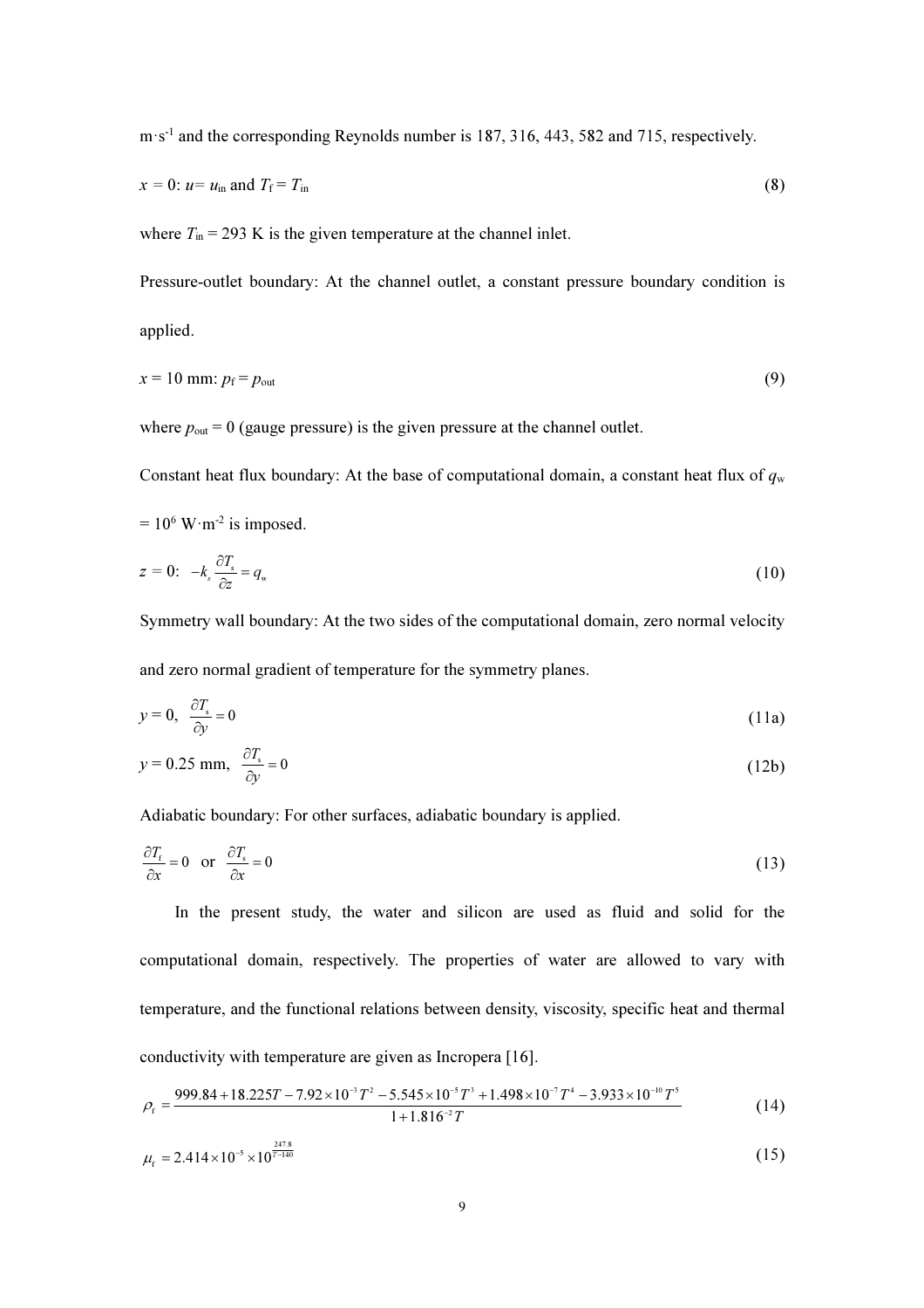m·s$^{-1}$ and the corresponding Reynolds number is 187, 316, 443, 582 and 715, respectively.

$$x = 0\text{: } u = u_{\text{in}} \text{ and } T_{\text{f}} = T_{\text{in}} \tag{8}$$

where $T_{\text{in}}$ = 293 K is the given temperature at the channel inlet.

Pressure-outlet boundary: At the channel outlet, a constant pressure boundary condition is applied.

$$x = 10 \text{ mm: } p_{\text{f}} = p_{\text{out}} \tag{9}$$

where $p_{\text{out}}$ = 0 (gauge pressure) is the given pressure at the channel outlet.

Constant heat flux boundary: At the base of computational domain, a constant heat flux of $q_{\text{w}}$ = 10$^6$ W·m$^{-2}$ is imposed.

$$z = 0\text{: } -k_s \frac{\partial T_{\text{s}}}{\partial z} = q_{\text{w}} \tag{10}$$

Symmetry wall boundary: At the two sides of the computational domain, zero normal velocity and zero normal gradient of temperature for the symmetry planes.

$$y = 0, \ \frac{\partial T_{\text{s}}}{\partial y} = 0 \tag{11a}$$

$$y = 0.25 \text{ mm}, \ \frac{\partial T_{\text{s}}}{\partial y} = 0 \tag{12b}$$

Adiabatic boundary: For other surfaces, adiabatic boundary is applied.

$$\frac{\partial T_{\text{f}}}{\partial x} = 0 \ \text{ or } \ \frac{\partial T_{\text{s}}}{\partial x} = 0 \tag{13}$$

In the present study, the water and silicon are used as fluid and solid for the computational domain, respectively. The properties of water are allowed to vary with temperature, and the functional relations between density, viscosity, specific heat and thermal conductivity with temperature are given as Incropera [16].

$$\rho_{\text{f}} = \frac{999.84 + 18.225T - 7.92\times10^{-3}T^2 - 5.545\times10^{-5}T^3 + 1.498\times10^{-7}T^4 - 3.933\times10^{-10}T^5}{1 + 1.816^{-2}T} \tag{14}$$

$$\mu_{\text{f}} = 2.414\times10^{-5}\times10^{\frac{247.8}{T-140}} \tag{15}$$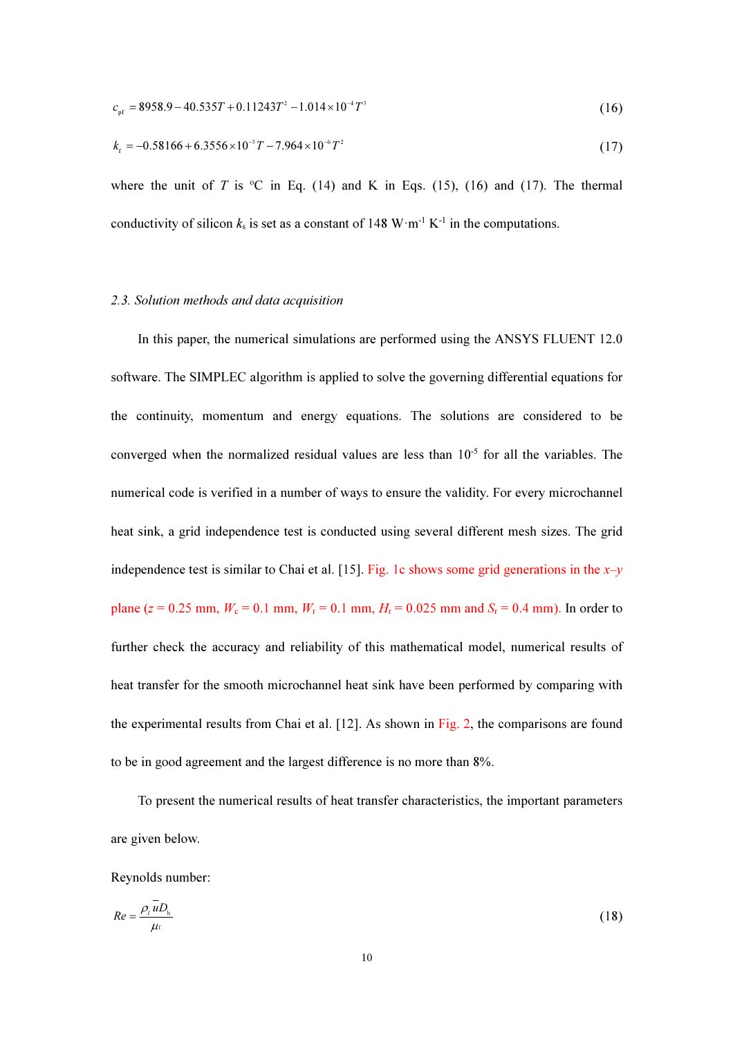$$c_{\mathrm{pf}} = 8958.9 - 40.535T + 0.11243T^2 - 1.014 \times 10^{-4} T^3 \tag{16}$$

$$k_{\mathrm{f}} = -0.58166 + 6.3556 \times 10^{-3} T - 7.964 \times 10^{-6} T^2 \tag{17}$$

where the unit of $T$ is °C in Eq. (14) and K in Eqs. (15), (16) and (17). The thermal conductivity of silicon $k_{\mathrm{s}}$ is set as a constant of 148 W·m$^{-1}$ K$^{-1}$ in the computations.

### *2.3. Solution methods and data acquisition*

In this paper, the numerical simulations are performed using the ANSYS FLUENT 12.0 software. The SIMPLEC algorithm is applied to solve the governing differential equations for the continuity, momentum and energy equations. The solutions are considered to be converged when the normalized residual values are less than $10^{-5}$ for all the variables. The numerical code is verified in a number of ways to ensure the validity. For every microchannel heat sink, a grid independence test is conducted using several different mesh sizes. The grid independence test is similar to Chai et al. [15]. Fig. 1c shows some grid generations in the $x$–$y$ plane ($z$ = 0.25 mm, $W_{\mathrm{c}}$ = 0.1 mm, $W_{\mathrm{r}}$ = 0.1 mm, $H_{\mathrm{r}}$ = 0.025 mm and $S_{\mathrm{r}}$ = 0.4 mm). In order to further check the accuracy and reliability of this mathematical model, numerical results of heat transfer for the smooth microchannel heat sink have been performed by comparing with the experimental results from Chai et al. [12]. As shown in Fig. 2, the comparisons are found to be in good agreement and the largest difference is no more than 8%.

To present the numerical results of heat transfer characteristics, the important parameters are given below.

Reynolds number:

$$Re = \frac{\rho_{\mathrm{f}} \bar{u} D_{\mathrm{h}}}{\mu_{\mathrm{f}}} \tag{18}$$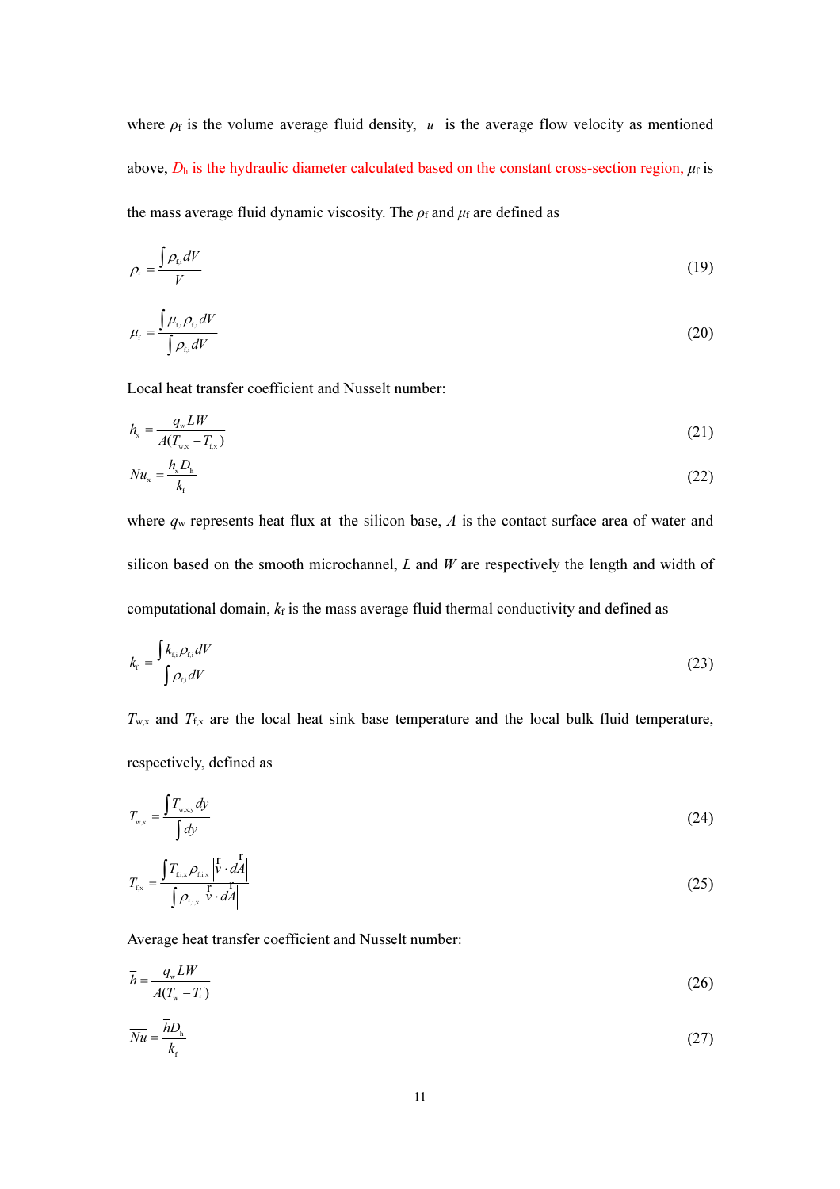where $\rho_f$ is the volume average fluid density, $\bar{u}$ is the average flow velocity as mentioned above, $D_h$ is the hydraulic diameter calculated based on the constant cross-section region, $\mu_f$ is the mass average fluid dynamic viscosity. The $\rho_f$ and $\mu_f$ are defined as

$$\rho_f = \frac{\int \rho_{f,i} dV}{V} \tag{19}$$

$$\mu_f = \frac{\int \mu_{f,i} \rho_{f,i} dV}{\int \rho_{f,i} dV} \tag{20}$$

Local heat transfer coefficient and Nusselt number:

$$h_x = \frac{q_w LW}{A(T_{w,x} - T_{f,x})} \tag{21}$$

$$Nu_x = \frac{h_x D_h}{k_f} \tag{22}$$

where $q_w$ represents heat flux at the silicon base, $A$ is the contact surface area of water and silicon based on the smooth microchannel, $L$ and $W$ are respectively the length and width of computational domain, $k_f$ is the mass average fluid thermal conductivity and defined as

$$k_f = \frac{\int k_{f,i} \rho_{f,i} dV}{\int \rho_{f,i} dV} \tag{23}$$

$T_{w,x}$ and $T_{f,x}$ are the local heat sink base temperature and the local bulk fluid temperature, respectively, defined as

$$T_{w,x} = \frac{\int T_{w,x,y} dy}{\int dy} \tag{24}$$

$$T_{f,x} = \frac{\int T_{f,i,x} \rho_{f,i,x} \left| \vec{v} \cdot d\vec{A} \right|}{\int \rho_{f,i,x} \left| \vec{v} \cdot d\vec{A} \right|} \tag{25}$$

Average heat transfer coefficient and Nusselt number:

$$\bar{h} = \frac{q_w LW}{A(\overline{T_w} - \overline{T_f})} \tag{26}$$

$$\overline{Nu} = \frac{\bar{h} D_h}{k_f} \tag{27}$$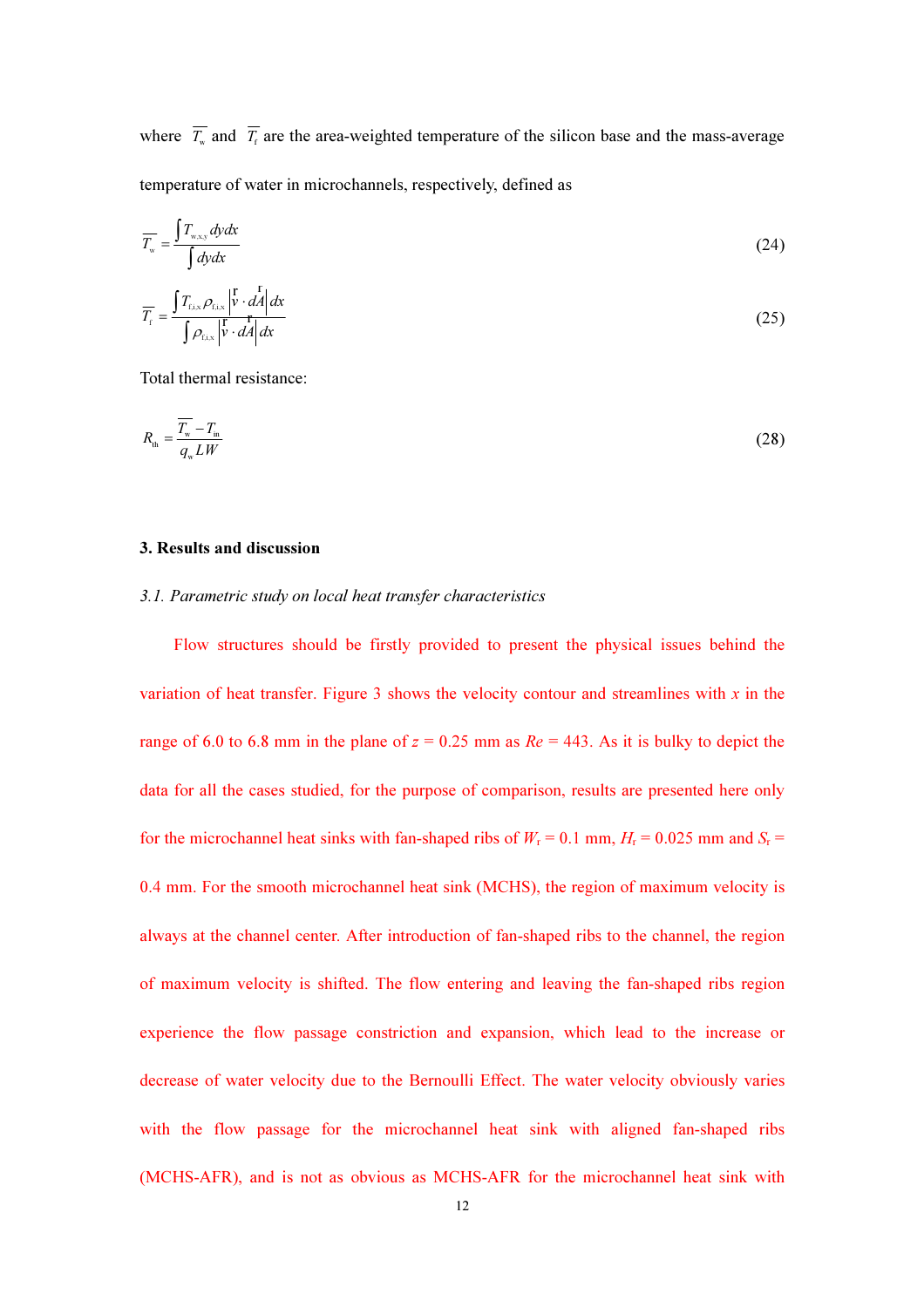where $\overline{T_w}$ and $\overline{T_f}$ are the area-weighted temperature of the silicon base and the mass-average temperature of water in microchannels, respectively, defined as

$$\overline{T_w} = \frac{\int T_{w,x,y}\, dy dx}{\int dy dx} \tag{24}$$

$$\overline{T_f} = \frac{\int T_{f,i,x} \rho_{f,i,x} \left| \vec{v} \cdot d\vec{A} \right| dx}{\int \rho_{f,i,x} \left| \vec{v} \cdot d\vec{A} \right| dx} \tag{25}$$

Total thermal resistance:

$$R_{th} = \frac{\overline{T_w} - T_{in}}{q_w LW} \tag{28}$$

## 3. Results and discussion

### *3.1. Parametric study on local heat transfer characteristics*

Flow structures should be firstly provided to present the physical issues behind the variation of heat transfer. Figure 3 shows the velocity contour and streamlines with $x$ in the range of 6.0 to 6.8 mm in the plane of $z$ = 0.25 mm as $Re$ = 443. As it is bulky to depict the data for all the cases studied, for the purpose of comparison, results are presented here only for the microchannel heat sinks with fan-shaped ribs of $W_r$ = 0.1 mm, $H_r$ = 0.025 mm and $S_r$ = 0.4 mm. For the smooth microchannel heat sink (MCHS), the region of maximum velocity is always at the channel center. After introduction of fan-shaped ribs to the channel, the region of maximum velocity is shifted. The flow entering and leaving the fan-shaped ribs region experience the flow passage constriction and expansion, which lead to the increase or decrease of water velocity due to the Bernoulli Effect. The water velocity obviously varies with the flow passage for the microchannel heat sink with aligned fan-shaped ribs (MCHS-AFR), and is not as obvious as MCHS-AFR for the microchannel heat sink with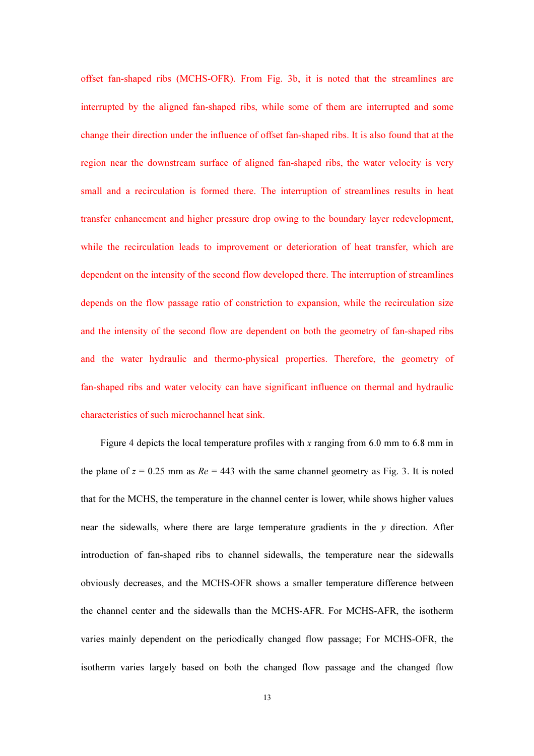offset fan-shaped ribs (MCHS-OFR). From Fig. 3b, it is noted that the streamlines are interrupted by the aligned fan-shaped ribs, while some of them are interrupted and some change their direction under the influence of offset fan-shaped ribs. It is also found that at the region near the downstream surface of aligned fan-shaped ribs, the water velocity is very small and a recirculation is formed there. The interruption of streamlines results in heat transfer enhancement and higher pressure drop owing to the boundary layer redevelopment, while the recirculation leads to improvement or deterioration of heat transfer, which are dependent on the intensity of the second flow developed there. The interruption of streamlines depends on the flow passage ratio of constriction to expansion, while the recirculation size and the intensity of the second flow are dependent on both the geometry of fan-shaped ribs and the water hydraulic and thermo-physical properties. Therefore, the geometry of fan-shaped ribs and water velocity can have significant influence on thermal and hydraulic characteristics of such microchannel heat sink.

Figure 4 depicts the local temperature profiles with $x$ ranging from 6.0 mm to 6.8 mm in the plane of $z$ = 0.25 mm as $Re$ = 443 with the same channel geometry as Fig. 3. It is noted that for the MCHS, the temperature in the channel center is lower, while shows higher values near the sidewalls, where there are large temperature gradients in the $y$ direction. After introduction of fan-shaped ribs to channel sidewalls, the temperature near the sidewalls obviously decreases, and the MCHS-OFR shows a smaller temperature difference between the channel center and the sidewalls than the MCHS-AFR. For MCHS-AFR, the isotherm varies mainly dependent on the periodically changed flow passage; For MCHS-OFR, the isotherm varies largely based on both the changed flow passage and the changed flow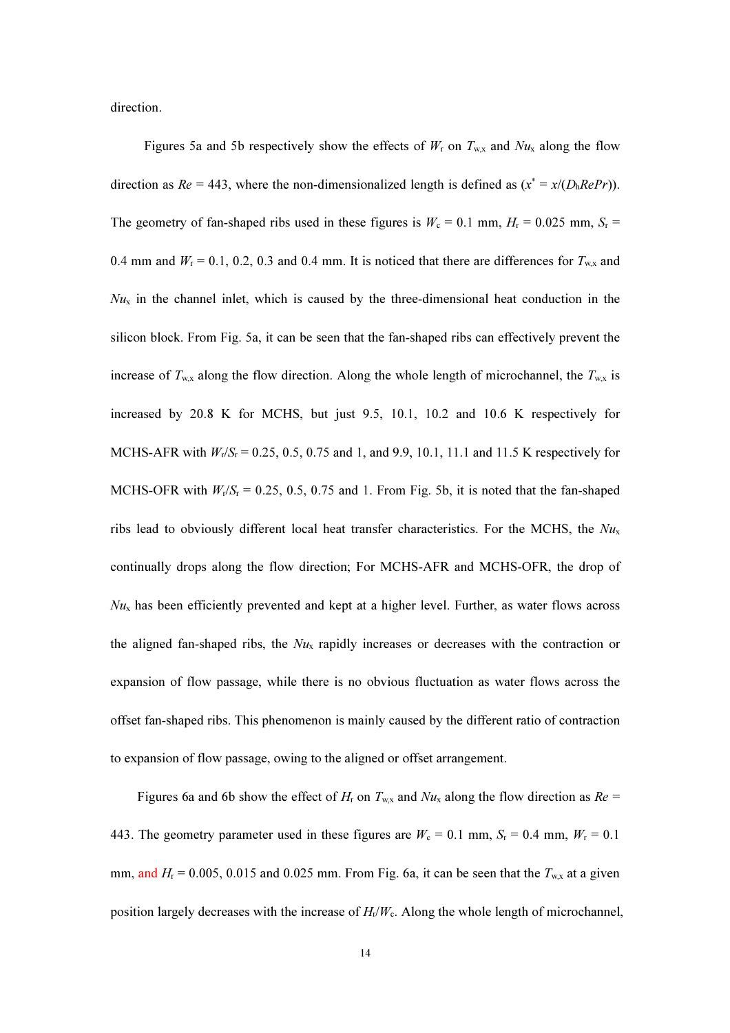direction.

Figures 5a and 5b respectively show the effects of $W_r$ on $T_{w,x}$ and $Nu_x$ along the flow direction as $Re$ = 443, where the non-dimensionalized length is defined as ($x^* = x/(D_hRePr)$). The geometry of fan-shaped ribs used in these figures is $W_c$ = 0.1 mm, $H_r$ = 0.025 mm, $S_r$ = 0.4 mm and $W_r$ = 0.1, 0.2, 0.3 and 0.4 mm. It is noticed that there are differences for $T_{w,x}$ and $Nu_x$ in the channel inlet, which is caused by the three-dimensional heat conduction in the silicon block. From Fig. 5a, it can be seen that the fan-shaped ribs can effectively prevent the increase of $T_{w,x}$ along the flow direction. Along the whole length of microchannel, the $T_{w,x}$ is increased by 20.8 K for MCHS, but just 9.5, 10.1, 10.2 and 10.6 K respectively for MCHS-AFR with $W_r/S_r$ = 0.25, 0.5, 0.75 and 1, and 9.9, 10.1, 11.1 and 11.5 K respectively for MCHS-OFR with $W_r/S_r$ = 0.25, 0.5, 0.75 and 1. From Fig. 5b, it is noted that the fan-shaped ribs lead to obviously different local heat transfer characteristics. For the MCHS, the $Nu_x$ continually drops along the flow direction; For MCHS-AFR and MCHS-OFR, the drop of $Nu_x$ has been efficiently prevented and kept at a higher level. Further, as water flows across the aligned fan-shaped ribs, the $Nu_x$ rapidly increases or decreases with the contraction or expansion of flow passage, while there is no obvious fluctuation as water flows across the offset fan-shaped ribs. This phenomenon is mainly caused by the different ratio of contraction to expansion of flow passage, owing to the aligned or offset arrangement.

Figures 6a and 6b show the effect of $H_r$ on $T_{w,x}$ and $Nu_x$ along the flow direction as $Re$ = 443. The geometry parameter used in these figures are $W_c$ = 0.1 mm, $S_r$ = 0.4 mm, $W_r$ = 0.1 mm, and $H_r$ = 0.005, 0.015 and 0.025 mm. From Fig. 6a, it can be seen that the $T_{w,x}$ at a given position largely decreases with the increase of $H_r/W_c$. Along the whole length of microchannel,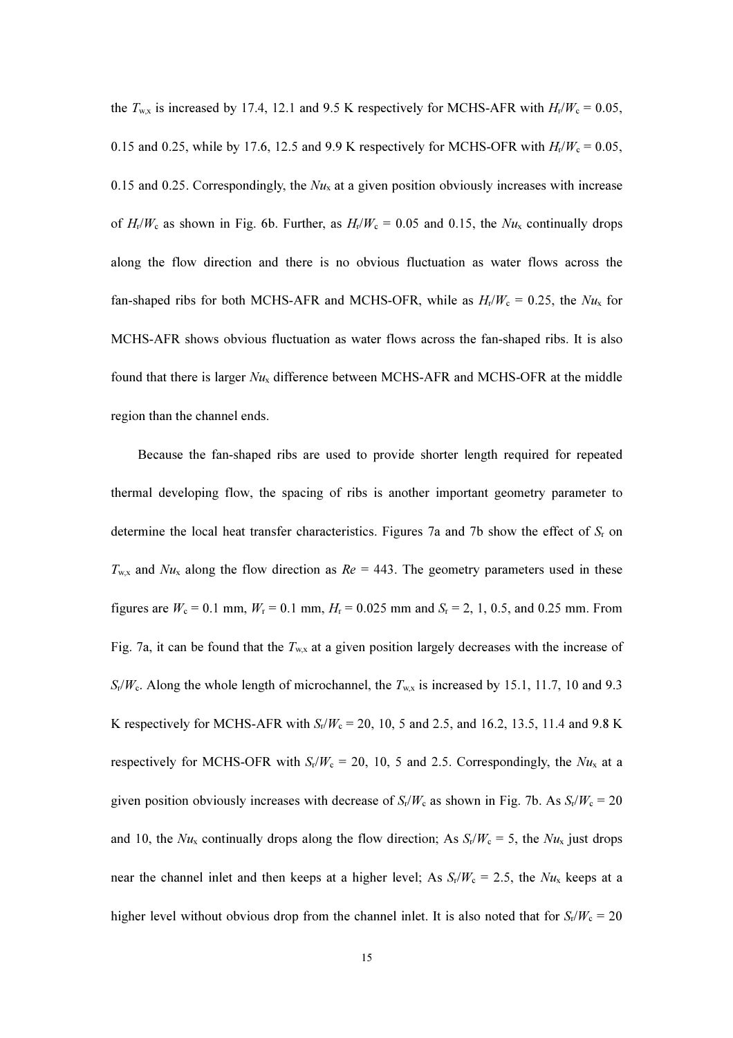the $T_{w,x}$ is increased by 17.4, 12.1 and 9.5 K respectively for MCHS-AFR with $H_r/W_c$ = 0.05, 0.15 and 0.25, while by 17.6, 12.5 and 9.9 K respectively for MCHS-OFR with $H_r/W_c$ = 0.05, 0.15 and 0.25. Correspondingly, the $Nu_x$ at a given position obviously increases with increase of $H_r/W_c$ as shown in Fig. 6b. Further, as $H_r/W_c$ = 0.05 and 0.15, the $Nu_x$ continually drops along the flow direction and there is no obvious fluctuation as water flows across the fan-shaped ribs for both MCHS-AFR and MCHS-OFR, while as $H_r/W_c$ = 0.25, the $Nu_x$ for MCHS-AFR shows obvious fluctuation as water flows across the fan-shaped ribs. It is also found that there is larger $Nu_x$ difference between MCHS-AFR and MCHS-OFR at the middle region than the channel ends.

Because the fan-shaped ribs are used to provide shorter length required for repeated thermal developing flow, the spacing of ribs is another important geometry parameter to determine the local heat transfer characteristics. Figures 7a and 7b show the effect of $S_r$ on $T_{w,x}$ and $Nu_x$ along the flow direction as $Re$ = 443. The geometry parameters used in these figures are $W_c$ = 0.1 mm, $W_r$ = 0.1 mm, $H_r$ = 0.025 mm and $S_r$ = 2, 1, 0.5, and 0.25 mm. From Fig. 7a, it can be found that the $T_{w,x}$ at a given position largely decreases with the increase of $S_r/W_c$. Along the whole length of microchannel, the $T_{w,x}$ is increased by 15.1, 11.7, 10 and 9.3 K respectively for MCHS-AFR with $S_r/W_c$ = 20, 10, 5 and 2.5, and 16.2, 13.5, 11.4 and 9.8 K respectively for MCHS-OFR with $S_r/W_c$ = 20, 10, 5 and 2.5. Correspondingly, the $Nu_x$ at a given position obviously increases with decrease of $S_r/W_c$ as shown in Fig. 7b. As $S_r/W_c$ = 20 and 10, the $Nu_x$ continually drops along the flow direction; As $S_r/W_c$ = 5, the $Nu_x$ just drops near the channel inlet and then keeps at a higher level; As $S_r/W_c$ = 2.5, the $Nu_x$ keeps at a higher level without obvious drop from the channel inlet. It is also noted that for $S_r/W_c$ = 20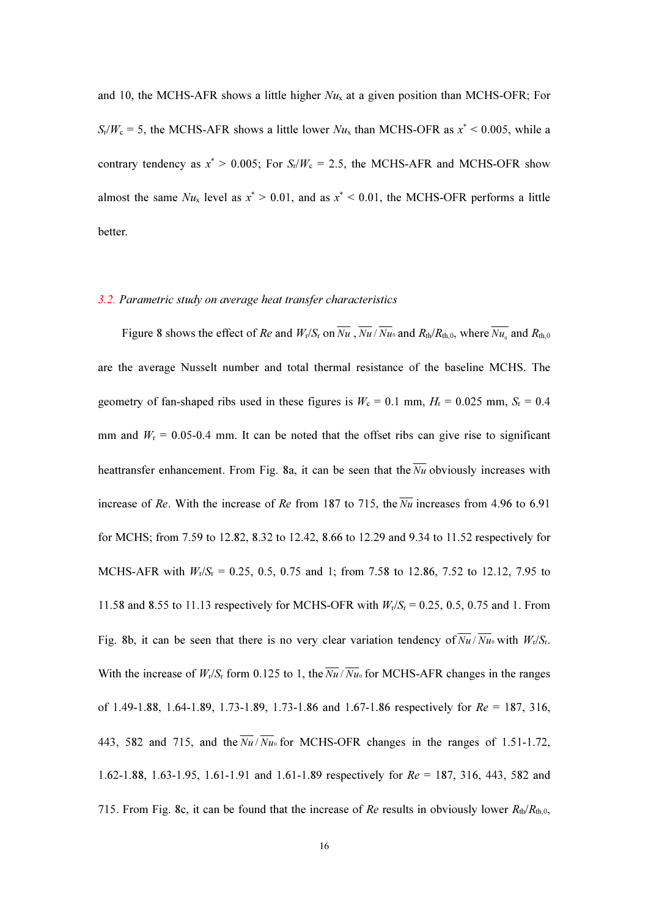and 10, the MCHS-AFR shows a little higher $Nu_x$ at a given position than MCHS-OFR; For $S_r/W_c = 5$, the MCHS-AFR shows a little lower $Nu_x$ than MCHS-OFR as $x^* < 0.005$, while a contrary tendency as $x^* > 0.005$; For $S_r/W_c = 2.5$, the MCHS-AFR and MCHS-OFR show almost the same $Nu_x$ level as $x^* > 0.01$, and as $x^* < 0.01$, the MCHS-OFR performs a little better.

### 3.2. Parametric study on average heat transfer characteristics

Figure 8 shows the effect of $Re$ and $W_r/S_r$ on $\overline{Nu}$ , $\overline{Nu}/\overline{Nu_0}$ and $R_{th}/R_{th,0}$, where $\overline{Nu_0}$ and $R_{th,0}$ are the average Nusselt number and total thermal resistance of the baseline MCHS. The geometry of fan-shaped ribs used in these figures is $W_c = 0.1$ mm, $H_r = 0.025$ mm, $S_r = 0.4$ mm and $W_r = 0.05$-$0.4$ mm. It can be noted that the offset ribs can give rise to significant heattransfer enhancement. From Fig. 8a, it can be seen that the $\overline{Nu}$ obviously increases with increase of $Re$. With the increase of $Re$ from 187 to 715, the $\overline{Nu}$ increases from 4.96 to 6.91 for MCHS; from 7.59 to 12.82, 8.32 to 12.42, 8.66 to 12.29 and 9.34 to 11.52 respectively for MCHS-AFR with $W_r/S_r$ = 0.25, 0.5, 0.75 and 1; from 7.58 to 12.86, 7.52 to 12.12, 7.95 to 11.58 and 8.55 to 11.13 respectively for MCHS-OFR with $W_r/S_r$ = 0.25, 0.5, 0.75 and 1. From Fig. 8b, it can be seen that there is no very clear variation tendency of $\overline{Nu}/\overline{Nu_0}$ with $W_r/S_r$. With the increase of $W_r/S_r$ form 0.125 to 1, the $\overline{Nu}/\overline{Nu_0}$ for MCHS-AFR changes in the ranges of 1.49-1.88, 1.64-1.89, 1.73-1.89, 1.73-1.86 and 1.67-1.86 respectively for $Re$ = 187, 316, 443, 582 and 715, and the $\overline{Nu}/\overline{Nu_0}$ for MCHS-OFR changes in the ranges of 1.51-1.72, 1.62-1.88, 1.63-1.95, 1.61-1.91 and 1.61-1.89 respectively for $Re$ = 187, 316, 443, 582 and 715. From Fig. 8c, it can be found that the increase of $Re$ results in obviously lower $R_{th}/R_{th,0}$,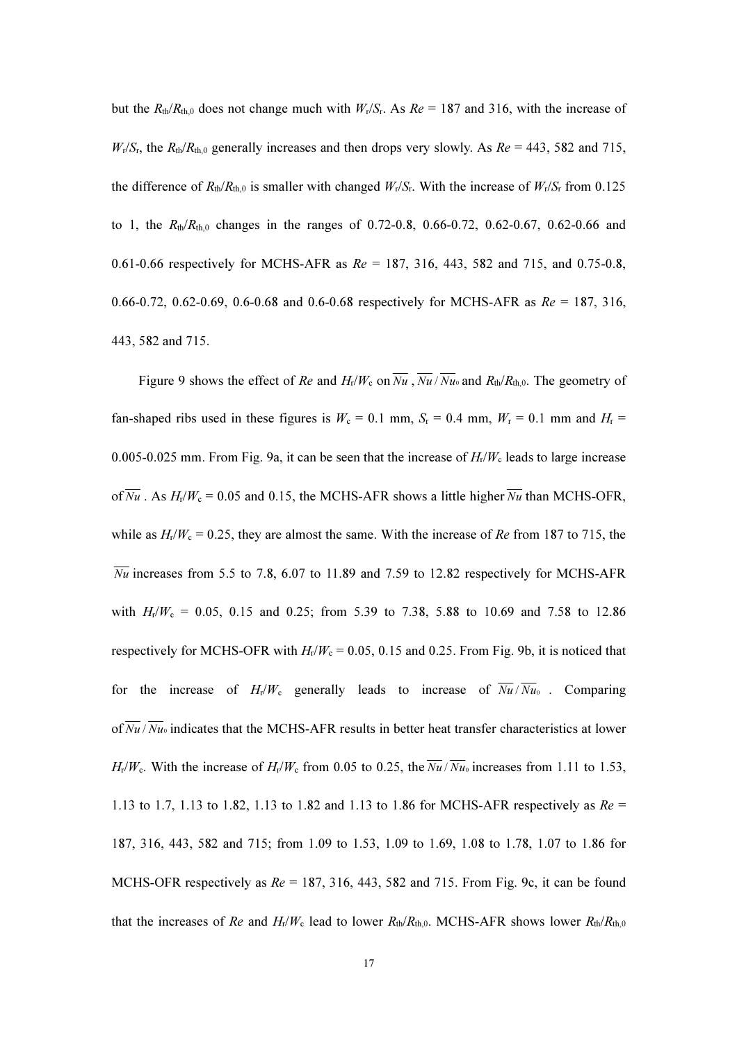but the $R_{th}/R_{th,0}$ does not change much with $W_r/S_r$. As $Re$ = 187 and 316, with the increase of $W_r/S_r$, the $R_{th}/R_{th,0}$ generally increases and then drops very slowly. As $Re$ = 443, 582 and 715, the difference of $R_{th}/R_{th,0}$ is smaller with changed $W_r/S_r$. With the increase of $W_r/S_r$ from 0.125 to 1, the $R_{th}/R_{th,0}$ changes in the ranges of 0.72-0.8, 0.66-0.72, 0.62-0.67, 0.62-0.66 and 0.61-0.66 respectively for MCHS-AFR as $Re$ = 187, 316, 443, 582 and 715, and 0.75-0.8, 0.66-0.72, 0.62-0.69, 0.6-0.68 and 0.6-0.68 respectively for MCHS-AFR as $Re$ = 187, 316, 443, 582 and 715.

Figure 9 shows the effect of $Re$ and $H_r/W_c$ on $\overline{Nu}$, $\overline{Nu}/\overline{Nu_0}$ and $R_{th}/R_{th,0}$. The geometry of fan-shaped ribs used in these figures is $W_c$ = 0.1 mm, $S_r$ = 0.4 mm, $W_r$ = 0.1 mm and $H_r$ = 0.005-0.025 mm. From Fig. 9a, it can be seen that the increase of $H_r/W_c$ leads to large increase of $\overline{Nu}$. As $H_r/W_c$ = 0.05 and 0.15, the MCHS-AFR shows a little higher $\overline{Nu}$ than MCHS-OFR, while as $H_r/W_c$ = 0.25, they are almost the same. With the increase of $Re$ from 187 to 715, the $\overline{Nu}$ increases from 5.5 to 7.8, 6.07 to 11.89 and 7.59 to 12.82 respectively for MCHS-AFR with $H_r/W_c$ = 0.05, 0.15 and 0.25; from 5.39 to 7.38, 5.88 to 10.69 and 7.58 to 12.86 respectively for MCHS-OFR with $H_r/W_c$ = 0.05, 0.15 and 0.25. From Fig. 9b, it is noticed that for the increase of $H_r/W_c$ generally leads to increase of $\overline{Nu}/\overline{Nu_0}$. Comparing of $\overline{Nu}/\overline{Nu_0}$ indicates that the MCHS-AFR results in better heat transfer characteristics at lower $H_r/W_c$. With the increase of $H_r/W_c$ from 0.05 to 0.25, the $\overline{Nu}/\overline{Nu_0}$ increases from 1.11 to 1.53, 1.13 to 1.7, 1.13 to 1.82, 1.13 to 1.82 and 1.13 to 1.86 for MCHS-AFR respectively as $Re$ = 187, 316, 443, 582 and 715; from 1.09 to 1.53, 1.09 to 1.69, 1.08 to 1.78, 1.07 to 1.86 for MCHS-OFR respectively as $Re$ = 187, 316, 443, 582 and 715. From Fig. 9c, it can be found that the increases of $Re$ and $H_r/W_c$ lead to lower $R_{th}/R_{th,0}$. MCHS-AFR shows lower $R_{th}/R_{th,0}$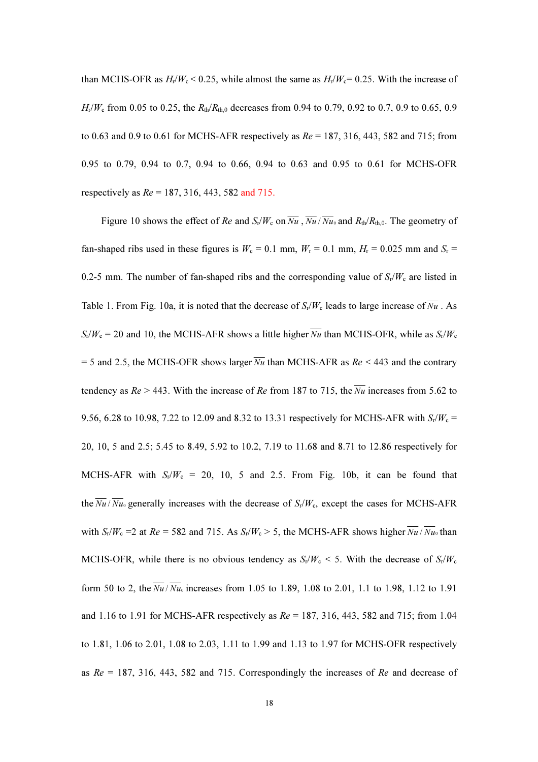than MCHS-OFR as $H_r/W_c < 0.25$, while almost the same as $H_r/W_c = 0.25$. With the increase of $H_r/W_c$ from 0.05 to 0.25, the $R_{th}/R_{th,0}$ decreases from 0.94 to 0.79, 0.92 to 0.7, 0.9 to 0.65, 0.9 to 0.63 and 0.9 to 0.61 for MCHS-AFR respectively as $Re$ = 187, 316, 443, 582 and 715; from 0.95 to 0.79, 0.94 to 0.7, 0.94 to 0.66, 0.94 to 0.63 and 0.95 to 0.61 for MCHS-OFR respectively as $Re$ = 187, 316, 443, 582 and 715.

Figure 10 shows the effect of $Re$ and $S_r/W_c$ on $\overline{Nu}$, $\overline{Nu}/\overline{Nu_0}$ and $R_{th}/R_{th,0}$. The geometry of fan-shaped ribs used in these figures is $W_c$ = 0.1 mm, $W_r$ = 0.1 mm, $H_r$ = 0.025 mm and $S_r$ = 0.2-5 mm. The number of fan-shaped ribs and the corresponding value of $S_r/W_c$ are listed in Table 1. From Fig. 10a, it is noted that the decrease of $S_r/W_c$ leads to large increase of $\overline{Nu}$. As $S_r/W_c$ = 20 and 10, the MCHS-AFR shows a little higher $\overline{Nu}$ than MCHS-OFR, while as $S_r/W_c$ = 5 and 2.5, the MCHS-OFR shows larger $\overline{Nu}$ than MCHS-AFR as $Re$ < 443 and the contrary tendency as $Re$ > 443. With the increase of $Re$ from 187 to 715, the $\overline{Nu}$ increases from 5.62 to 9.56, 6.28 to 10.98, 7.22 to 12.09 and 8.32 to 13.31 respectively for MCHS-AFR with $S_r/W_c$ = 20, 10, 5 and 2.5; 5.45 to 8.49, 5.92 to 10.2, 7.19 to 11.68 and 8.71 to 12.86 respectively for MCHS-AFR with $S_r/W_c$ = 20, 10, 5 and 2.5. From Fig. 10b, it can be found that the $\overline{Nu}/\overline{Nu_0}$ generally increases with the decrease of $S_r/W_c$, except the cases for MCHS-AFR with $S_r/W_c$ =2 at $Re$ = 582 and 715. As $S_r/W_c$ > 5, the MCHS-AFR shows higher $\overline{Nu}/\overline{Nu_0}$ than MCHS-OFR, while there is no obvious tendency as $S_r/W_c$ < 5. With the decrease of $S_r/W_c$ form 50 to 2, the $\overline{Nu}/\overline{Nu_0}$ increases from 1.05 to 1.89, 1.08 to 2.01, 1.1 to 1.98, 1.12 to 1.91 and 1.16 to 1.91 for MCHS-AFR respectively as $Re$ = 187, 316, 443, 582 and 715; from 1.04 to 1.81, 1.06 to 2.01, 1.08 to 2.03, 1.11 to 1.99 and 1.13 to 1.97 for MCHS-OFR respectively as $Re$ = 187, 316, 443, 582 and 715. Correspondingly the increases of $Re$ and decrease of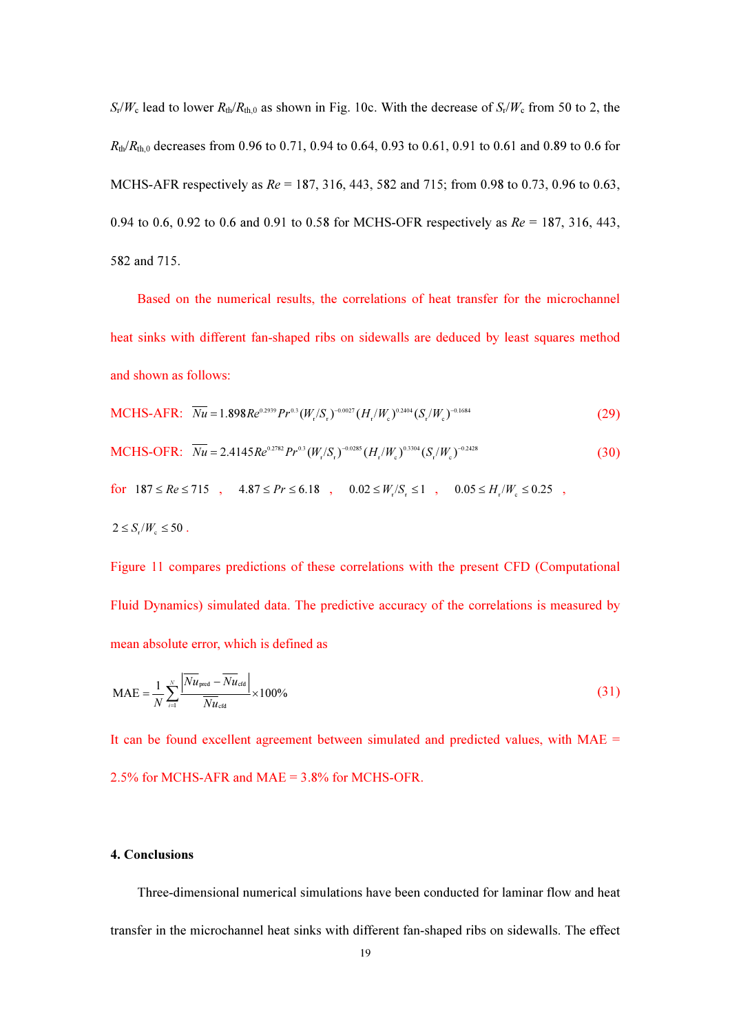$S_r/W_c$ lead to lower $R_{th}/R_{th,0}$ as shown in Fig. 10c. With the decrease of $S_r/W_c$ from 50 to 2, the $R_{th}/R_{th,0}$ decreases from 0.96 to 0.71, 0.94 to 0.64, 0.93 to 0.61, 0.91 to 0.61 and 0.89 to 0.6 for MCHS-AFR respectively as $Re$ = 187, 316, 443, 582 and 715; from 0.98 to 0.73, 0.96 to 0.63, 0.94 to 0.6, 0.92 to 0.6 and 0.91 to 0.58 for MCHS-OFR respectively as $Re$ = 187, 316, 443, 582 and 715.

Based on the numerical results, the correlations of heat transfer for the microchannel heat sinks with different fan-shaped ribs on sidewalls are deduced by least squares method and shown as follows:

MCHS-AFR: $$\overline{Nu} = 1.898 Re^{0.2939} Pr^{0.3} (W_r/S_r)^{-0.0027} (H_r/W_c)^{0.2404} (S_r/W_c)^{-0.1684} \tag{29}$$

MCHS-OFR: $$\overline{Nu} = 2.4145 Re^{0.2782} Pr^{0.3} (W_r/S_r)^{-0.0285} (H_r/W_c)^{0.3304} (S_r/W_c)^{-0.2428} \tag{30}$$

for $187 \le Re \le 715$ , $4.87 \le Pr \le 6.18$ , $0.02 \le W_r/S_r \le 1$ , $0.05 \le H_r/W_c \le 0.25$ , $2 \le S_r/W_c \le 50$ .

Figure 11 compares predictions of these correlations with the present CFD (Computational Fluid Dynamics) simulated data. The predictive accuracy of the correlations is measured by mean absolute error, which is defined as

$$\text{MAE} = \frac{1}{N}\sum_{i=1}^{N}\frac{\left|\overline{Nu}_{\text{pred}} - \overline{Nu}_{\text{cfd}}\right|}{\overline{Nu}_{\text{cfd}}} \times 100\% \tag{31}$$

It can be found excellent agreement between simulated and predicted values, with MAE = 2.5% for MCHS-AFR and MAE = 3.8% for MCHS-OFR.

## 4. Conclusions

Three-dimensional numerical simulations have been conducted for laminar flow and heat transfer in the microchannel heat sinks with different fan-shaped ribs on sidewalls. The effect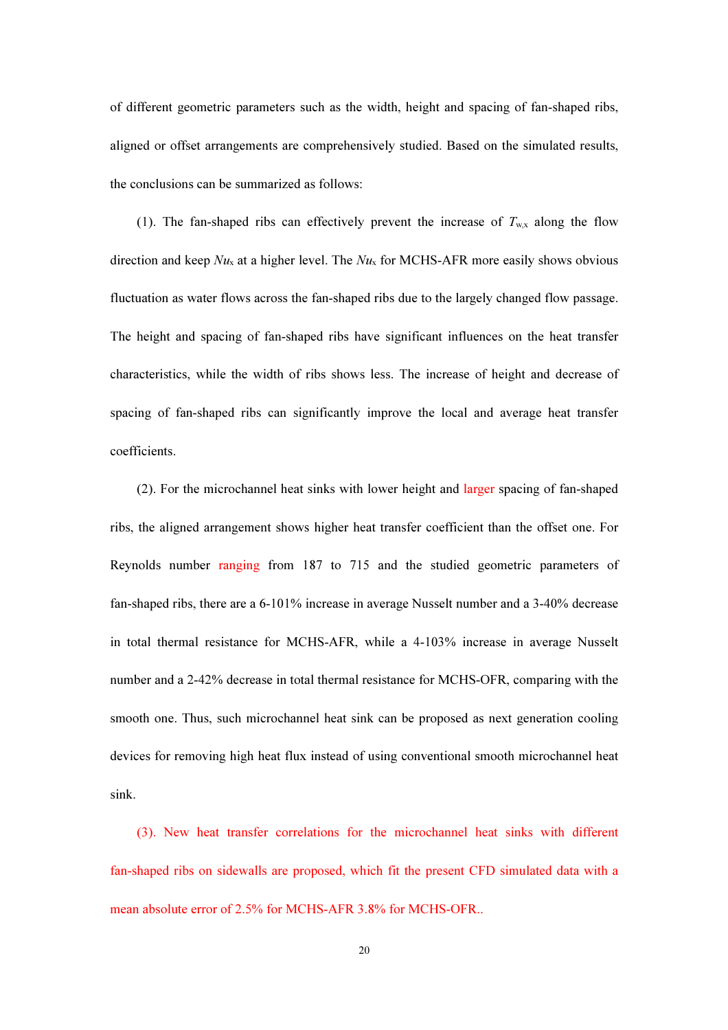of different geometric parameters such as the width, height and spacing of fan-shaped ribs, aligned or offset arrangements are comprehensively studied. Based on the simulated results, the conclusions can be summarized as follows:

(1). The fan-shaped ribs can effectively prevent the increase of $T_{w,x}$ along the flow direction and keep $Nu_x$ at a higher level. The $Nu_x$ for MCHS-AFR more easily shows obvious fluctuation as water flows across the fan-shaped ribs due to the largely changed flow passage. The height and spacing of fan-shaped ribs have significant influences on the heat transfer characteristics, while the width of ribs shows less. The increase of height and decrease of spacing of fan-shaped ribs can significantly improve the local and average heat transfer coefficients.

(2). For the microchannel heat sinks with lower height and larger spacing of fan-shaped ribs, the aligned arrangement shows higher heat transfer coefficient than the offset one. For Reynolds number ranging from 187 to 715 and the studied geometric parameters of fan-shaped ribs, there are a 6-101% increase in average Nusselt number and a 3-40% decrease in total thermal resistance for MCHS-AFR, while a 4-103% increase in average Nusselt number and a 2-42% decrease in total thermal resistance for MCHS-OFR, comparing with the smooth one. Thus, such microchannel heat sink can be proposed as next generation cooling devices for removing high heat flux instead of using conventional smooth microchannel heat sink.

(3). New heat transfer correlations for the microchannel heat sinks with different fan-shaped ribs on sidewalls are proposed, which fit the present CFD simulated data with a mean absolute error of 2.5% for MCHS-AFR 3.8% for MCHS-OFR..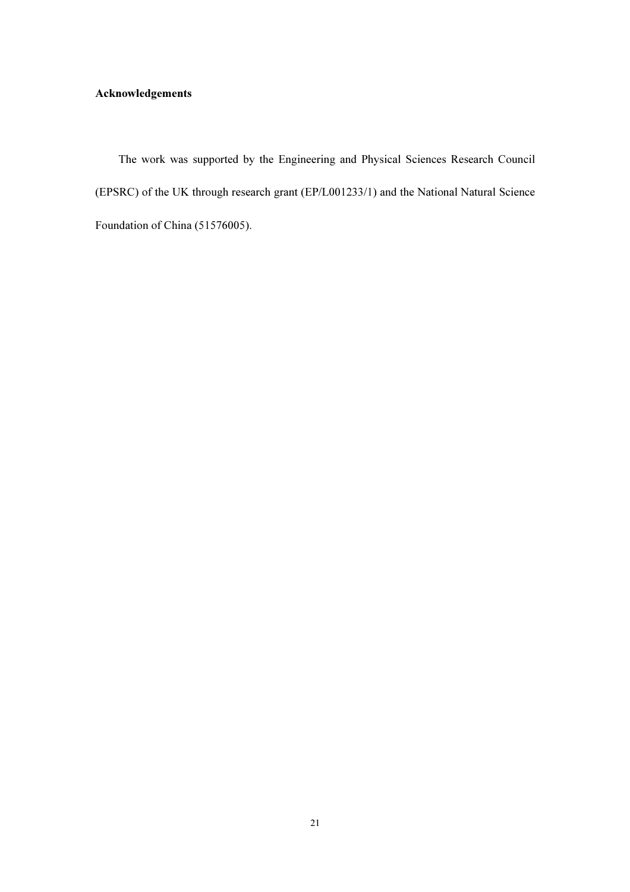## Acknowledgements

The work was supported by the Engineering and Physical Sciences Research Council (EPSRC) of the UK through research grant (EP/L001233/1) and the National Natural Science Foundation of China (51576005).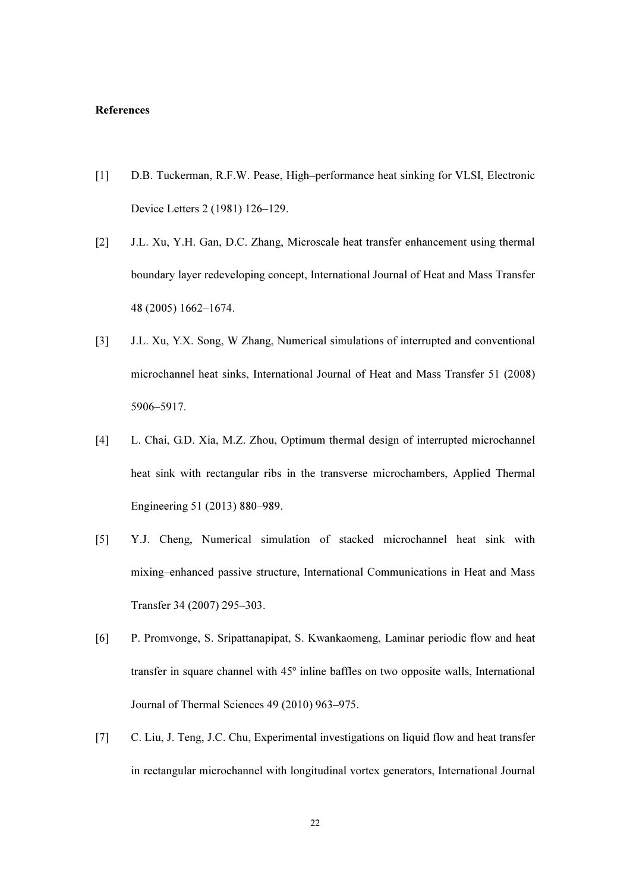**References**

[1] D.B. Tuckerman, R.F.W. Pease, High–performance heat sinking for VLSI, Electronic Device Letters 2 (1981) 126–129.

[2] J.L. Xu, Y.H. Gan, D.C. Zhang, Microscale heat transfer enhancement using thermal boundary layer redeveloping concept, International Journal of Heat and Mass Transfer 48 (2005) 1662–1674.

[3] J.L. Xu, Y.X. Song, W Zhang, Numerical simulations of interrupted and conventional microchannel heat sinks, International Journal of Heat and Mass Transfer 51 (2008) 5906–5917.

[4] L. Chai, G.D. Xia, M.Z. Zhou, Optimum thermal design of interrupted microchannel heat sink with rectangular ribs in the transverse microchambers, Applied Thermal Engineering 51 (2013) 880–989.

[5] Y.J. Cheng, Numerical simulation of stacked microchannel heat sink with mixing–enhanced passive structure, International Communications in Heat and Mass Transfer 34 (2007) 295–303.

[6] P. Promvonge, S. Sripattanapipat, S. Kwankaomeng, Laminar periodic flow and heat transfer in square channel with 45º inline baffles on two opposite walls, International Journal of Thermal Sciences 49 (2010) 963–975.

[7] C. Liu, J. Teng, J.C. Chu, Experimental investigations on liquid flow and heat transfer in rectangular microchannel with longitudinal vortex generators, International Journal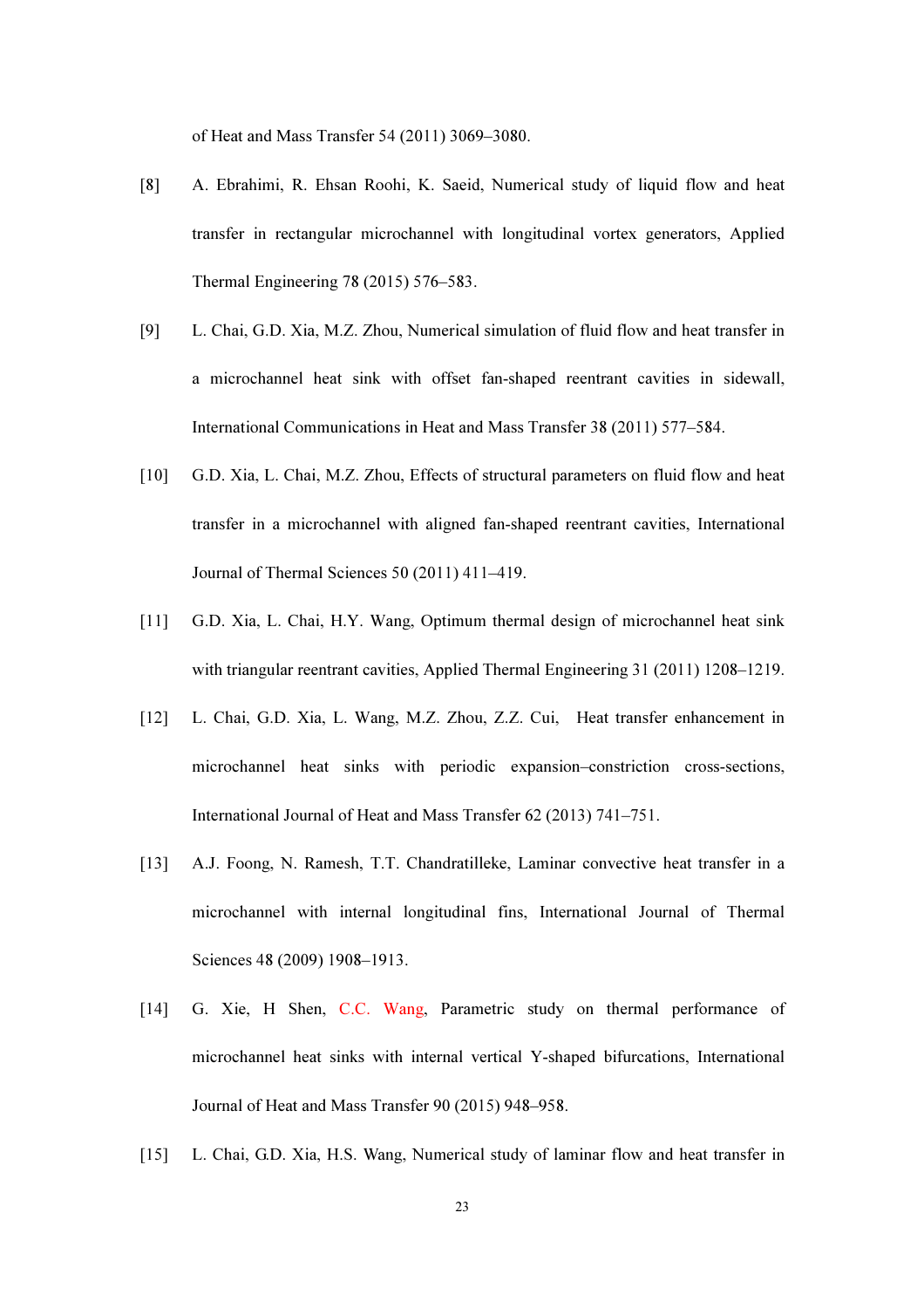of Heat and Mass Transfer 54 (2011) 3069–3080.

[8] A. Ebrahimi, R. Ehsan Roohi, K. Saeid, Numerical study of liquid flow and heat transfer in rectangular microchannel with longitudinal vortex generators, Applied Thermal Engineering 78 (2015) 576–583.

[9] L. Chai, G.D. Xia, M.Z. Zhou, Numerical simulation of fluid flow and heat transfer in a microchannel heat sink with offset fan-shaped reentrant cavities in sidewall, International Communications in Heat and Mass Transfer 38 (2011) 577–584.

[10] G.D. Xia, L. Chai, M.Z. Zhou, Effects of structural parameters on fluid flow and heat transfer in a microchannel with aligned fan-shaped reentrant cavities, International Journal of Thermal Sciences 50 (2011) 411–419.

[11] G.D. Xia, L. Chai, H.Y. Wang, Optimum thermal design of microchannel heat sink with triangular reentrant cavities, Applied Thermal Engineering 31 (2011) 1208–1219.

[12] L. Chai, G.D. Xia, L. Wang, M.Z. Zhou, Z.Z. Cui, Heat transfer enhancement in microchannel heat sinks with periodic expansion–constriction cross-sections, International Journal of Heat and Mass Transfer 62 (2013) 741–751.

[13] A.J. Foong, N. Ramesh, T.T. Chandratilleke, Laminar convective heat transfer in a microchannel with internal longitudinal fins, International Journal of Thermal Sciences 48 (2009) 1908–1913.

[14] G. Xie, H Shen, C.C. Wang, Parametric study on thermal performance of microchannel heat sinks with internal vertical Y-shaped bifurcations, International Journal of Heat and Mass Transfer 90 (2015) 948–958.

[15] L. Chai, G.D. Xia, H.S. Wang, Numerical study of laminar flow and heat transfer in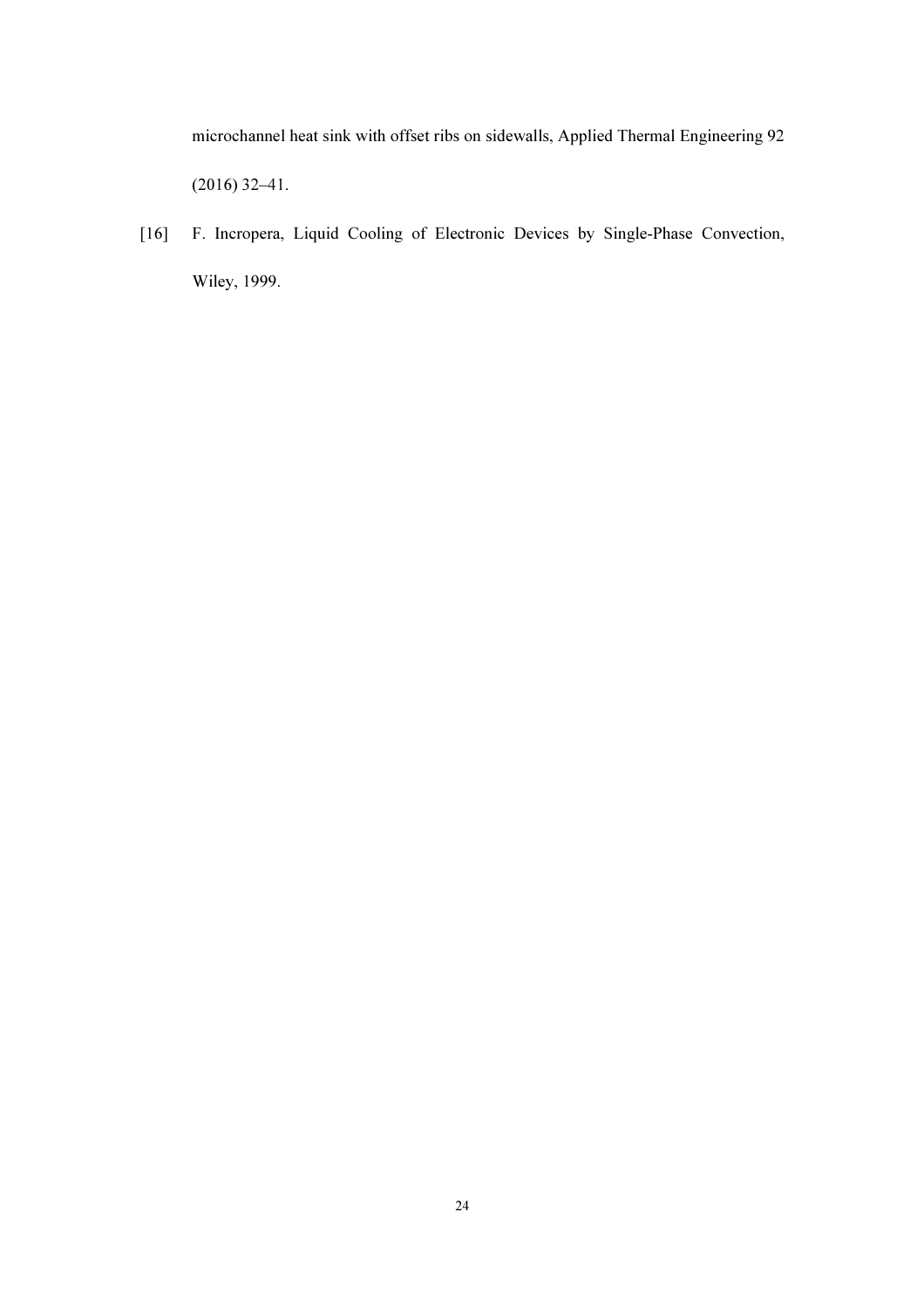microchannel heat sink with offset ribs on sidewalls, Applied Thermal Engineering 92 (2016) 32–41.

[16] F. Incropera, Liquid Cooling of Electronic Devices by Single-Phase Convection, Wiley, 1999.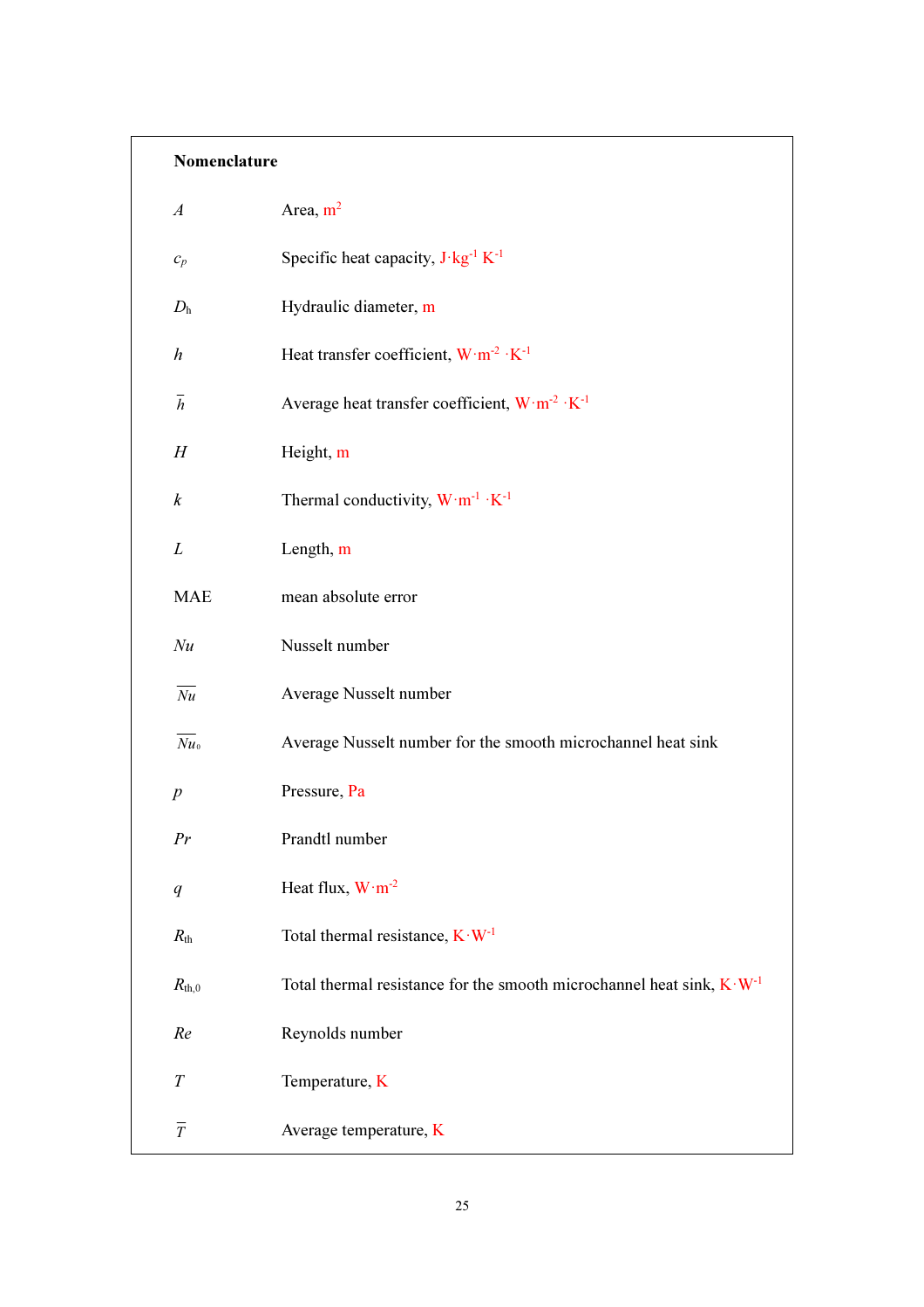**Nomenclature**

| | |
|---|---|
| $A$ | Area, $m^2$ |
| $c_p$ | Specific heat capacity, $J \cdot kg^{-1} K^{-1}$ |
| $D_h$ | Hydraulic diameter, m |
| $h$ | Heat transfer coefficient, $W \cdot m^{-2} \cdot K^{-1}$ |
| $\overline{h}$ | Average heat transfer coefficient, $W \cdot m^{-2} \cdot K^{-1}$ |
| $H$ | Height, m |
| $k$ | Thermal conductivity, $W \cdot m^{-1} \cdot K^{-1}$ |
| $L$ | Length, m |
| MAE | mean absolute error |
| $Nu$ | Nusselt number |
| $\overline{Nu}$ | Average Nusselt number |
| $\overline{Nu}_0$ | Average Nusselt number for the smooth microchannel heat sink |
| $p$ | Pressure, Pa |
| $Pr$ | Prandtl number |
| $q$ | Heat flux, $W \cdot m^{-2}$ |
| $R_{th}$ | Total thermal resistance, $K \cdot W^{-1}$ |
| $R_{th,0}$ | Total thermal resistance for the smooth microchannel heat sink, $K \cdot W^{-1}$ |
| $Re$ | Reynolds number |
| $T$ | Temperature, K |
| $\overline{T}$ | Average temperature, K |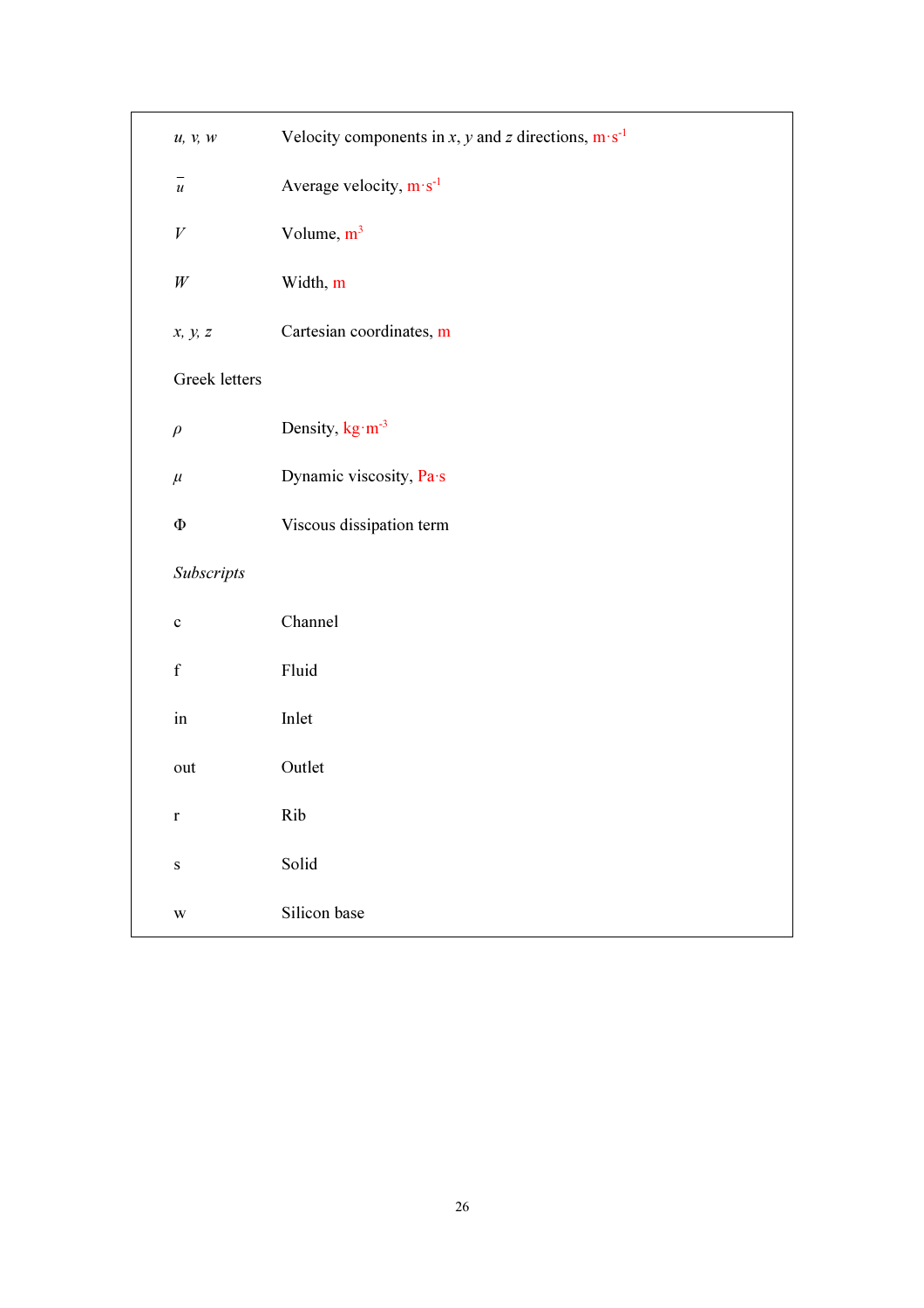| | |
|---|---|
| $u$, $v$, $w$ | Velocity components in $x$, $y$ and $z$ directions, $m \cdot s^{-1}$ |
| $\bar{u}$ | Average velocity, $m \cdot s^{-1}$ |
| $V$ | Volume, $m^3$ |
| $W$ | Width, m |
| $x$, $y$, $z$ | Cartesian coordinates, m |
| Greek letters | |
| $\rho$ | Density, $kg \cdot m^{-3}$ |
| $\mu$ | Dynamic viscosity, $Pa \cdot s$ |
| $\Phi$ | Viscous dissipation term |
| *Subscripts* | |
| c | Channel |
| f | Fluid |
| in | Inlet |
| out | Outlet |
| r | Rib |
| s | Solid |
| w | Silicon base |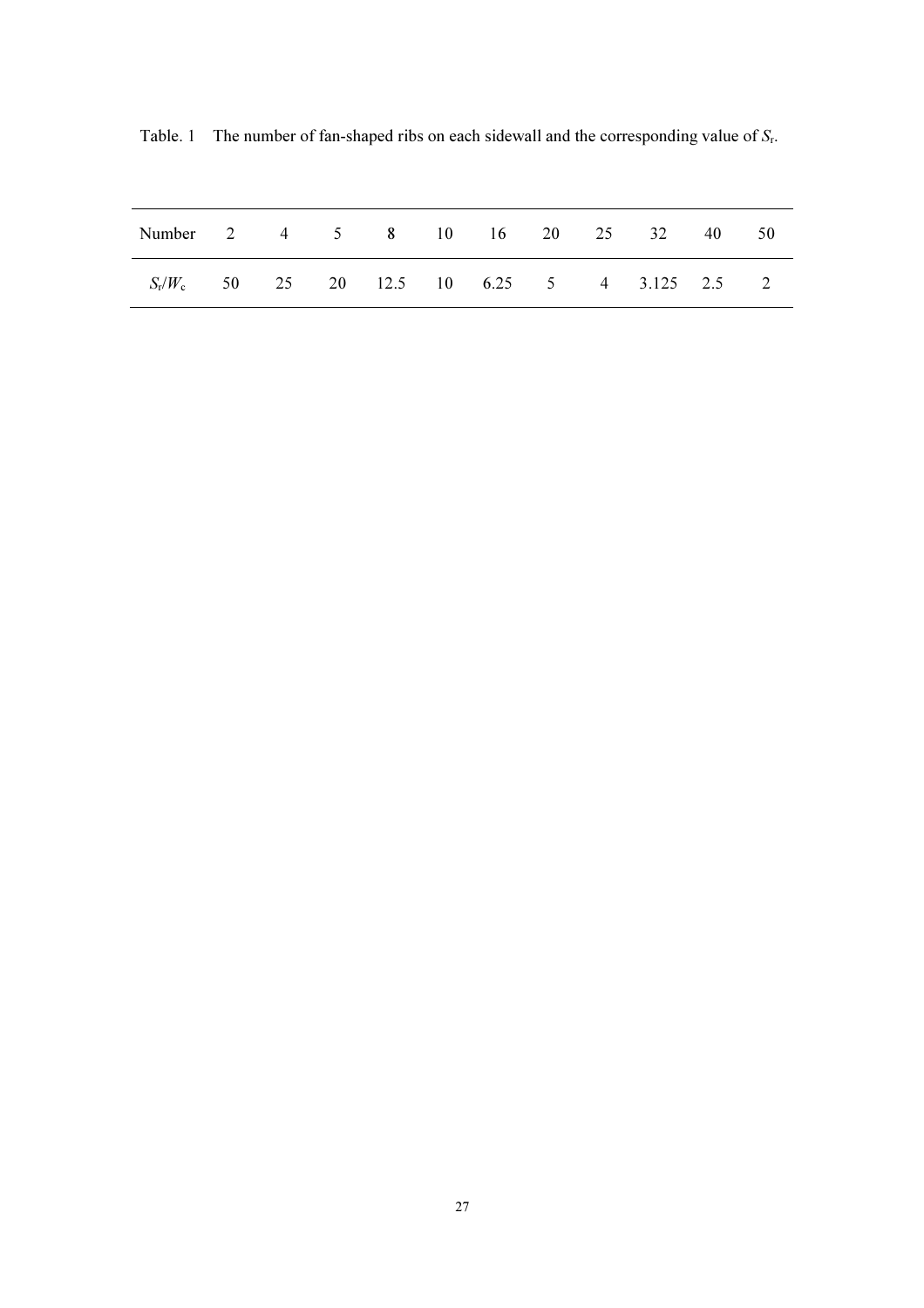Table. 1 The number of fan-shaped ribs on each sidewall and the corresponding value of $S_r$.

| Number | 2 | 4 | 5 | 8 | 10 | 16 | 20 | 25 | 32 | 40 | 50 |
|---|---|---|---|---|---|---|---|---|---|---|---|
| $S_r/W_c$ | 50 | 25 | 20 | 12.5 | 10 | 6.25 | 5 | 4 | 3.125 | 2.5 | 2 |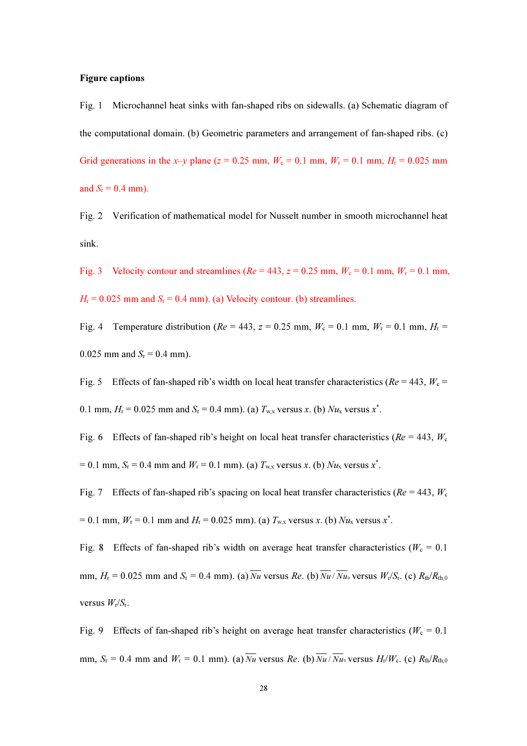**Figure captions**

Fig. 1 Microchannel heat sinks with fan-shaped ribs on sidewalls. (a) Schematic diagram of the computational domain. (b) Geometric parameters and arrangement of fan-shaped ribs. (c) Grid generations in the $x$–$y$ plane ($z$ = 0.25 mm, $W_c$ = 0.1 mm, $W_r$ = 0.1 mm, $H_r$ = 0.025 mm and $S_r$ = 0.4 mm).

Fig. 2 Verification of mathematical model for Nusselt number in smooth microchannel heat sink.

Fig. 3 Velocity contour and streamlines ($Re$ = 443, $z$ = 0.25 mm, $W_c$ = 0.1 mm, $W_r$ = 0.1 mm, $H_r$ = 0.025 mm and $S_r$ = 0.4 mm). (a) Velocity contour. (b) streamlines.

Fig. 4 Temperature distribution ($Re$ = 443, $z$ = 0.25 mm, $W_c$ = 0.1 mm, $W_r$ = 0.1 mm, $H_r$ = 0.025 mm and $S_r$ = 0.4 mm).

Fig. 5 Effects of fan-shaped rib's width on local heat transfer characteristics ($Re$ = 443, $W_c$ = 0.1 mm, $H_r$ = 0.025 mm and $S_r$ = 0.4 mm). (a) $T_{w,x}$ versus $x$. (b) $Nu_x$ versus $x^*$.

Fig. 6 Effects of fan-shaped rib's height on local heat transfer characteristics ($Re$ = 443, $W_c$ = 0.1 mm, $S_r$ = 0.4 mm and $W_r$ = 0.1 mm). (a) $T_{w,x}$ versus $x$. (b) $Nu_x$ versus $x^*$.

Fig. 7 Effects of fan-shaped rib's spacing on local heat transfer characteristics ($Re$ = 443, $W_c$ = 0.1 mm, $W_r$ = 0.1 mm and $H_r$ = 0.025 mm). (a) $T_{w,x}$ versus $x$. (b) $Nu_x$ versus $x^*$.

Fig. 8 Effects of fan-shaped rib's width on average heat transfer characteristics ($W_c$ = 0.1 mm, $H_r$ = 0.025 mm and $S_r$ = 0.4 mm). (a) $\overline{Nu}$ versus $Re$. (b) $\overline{Nu}/\overline{Nu_0}$ versus $W_r/S_r$. (c) $R_{th}/R_{th,0}$ versus $W_r/S_r$.

Fig. 9 Effects of fan-shaped rib's height on average heat transfer characteristics ($W_c$ = 0.1 mm, $S_r$ = 0.4 mm and $W_r$ = 0.1 mm). (a) $\overline{Nu}$ versus $Re$. (b) $\overline{Nu}/\overline{Nu_0}$ versus $H_r/W_c$. (c) $R_{th}/R_{th,0}$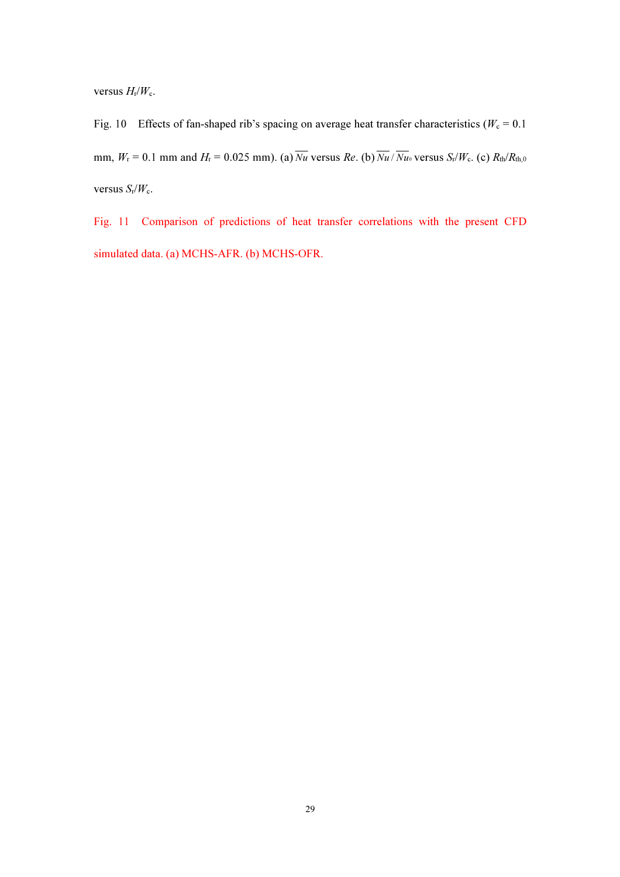versus $H_r/W_c$.

Fig. 10 Effects of fan-shaped rib's spacing on average heat transfer characteristics ($W_c$ = 0.1 mm, $W_r$ = 0.1 mm and $H_r$ = 0.025 mm). (a) $\overline{Nu}$ versus $Re$. (b) $\overline{Nu} / \overline{Nu_0}$ versus $S_r/W_c$. (c) $R_{th}/R_{th,0}$ versus $S_r/W_c$.

Fig. 11 Comparison of predictions of heat transfer correlations with the present CFD simulated data. (a) MCHS-AFR. (b) MCHS-OFR.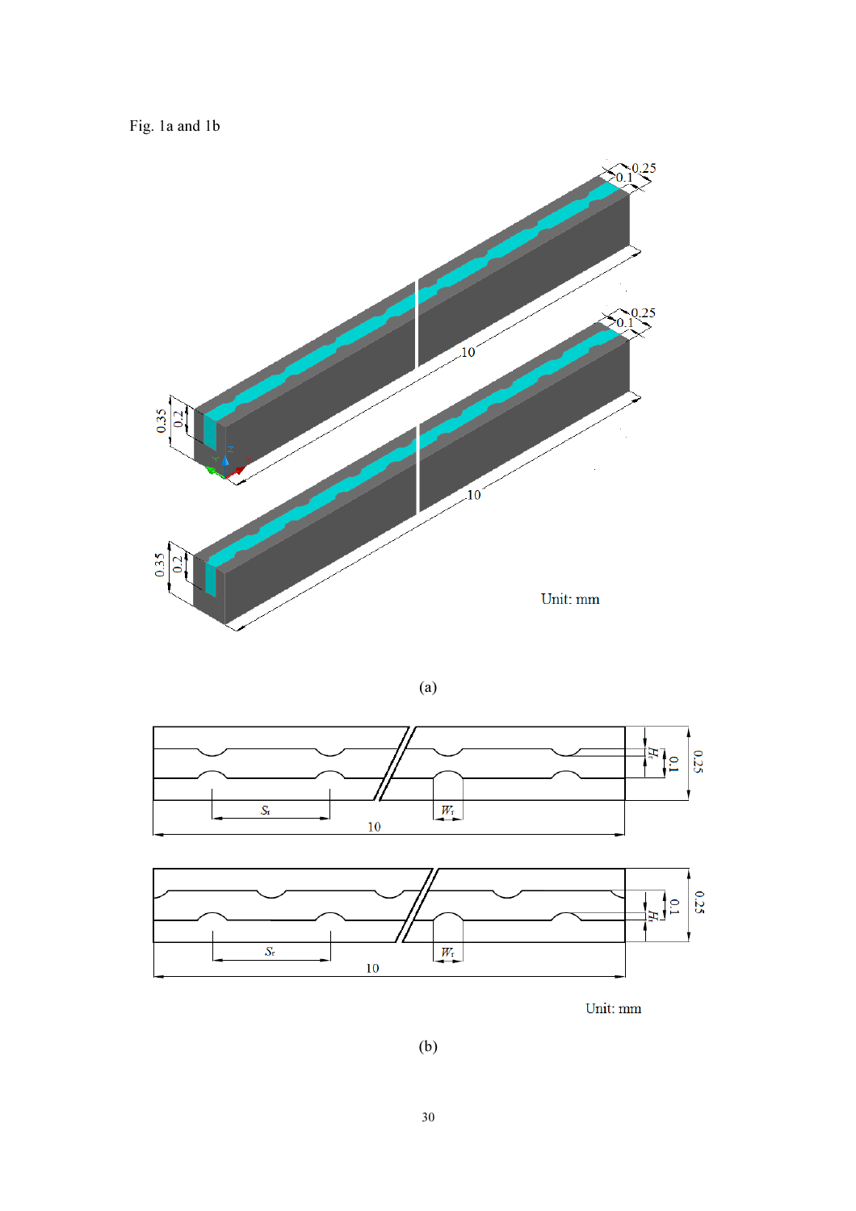Fig. 1a and 1b

(a)

(b)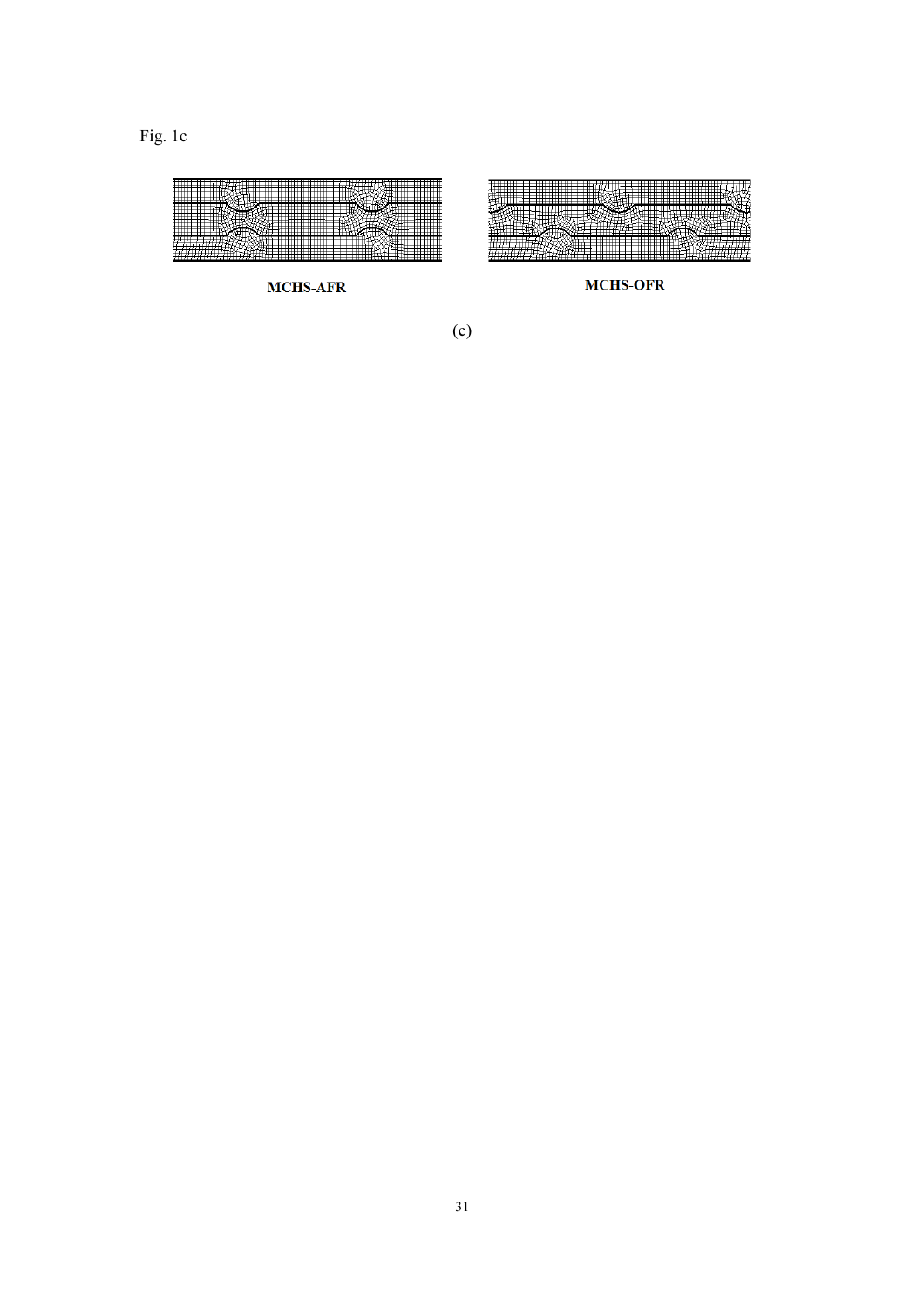Fig. 1c

MCHS-AFR

MCHS-OFR

(c)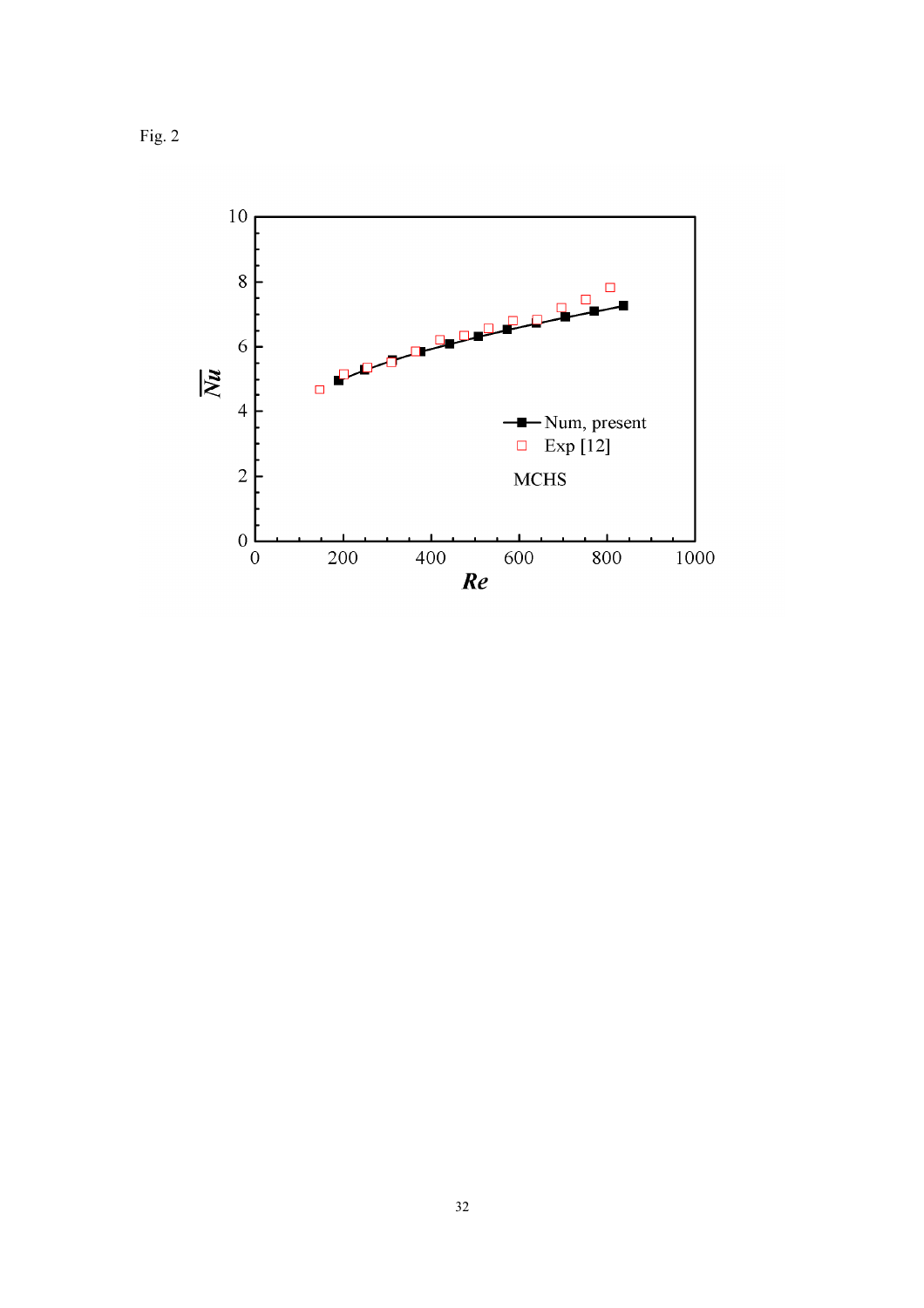Fig. 2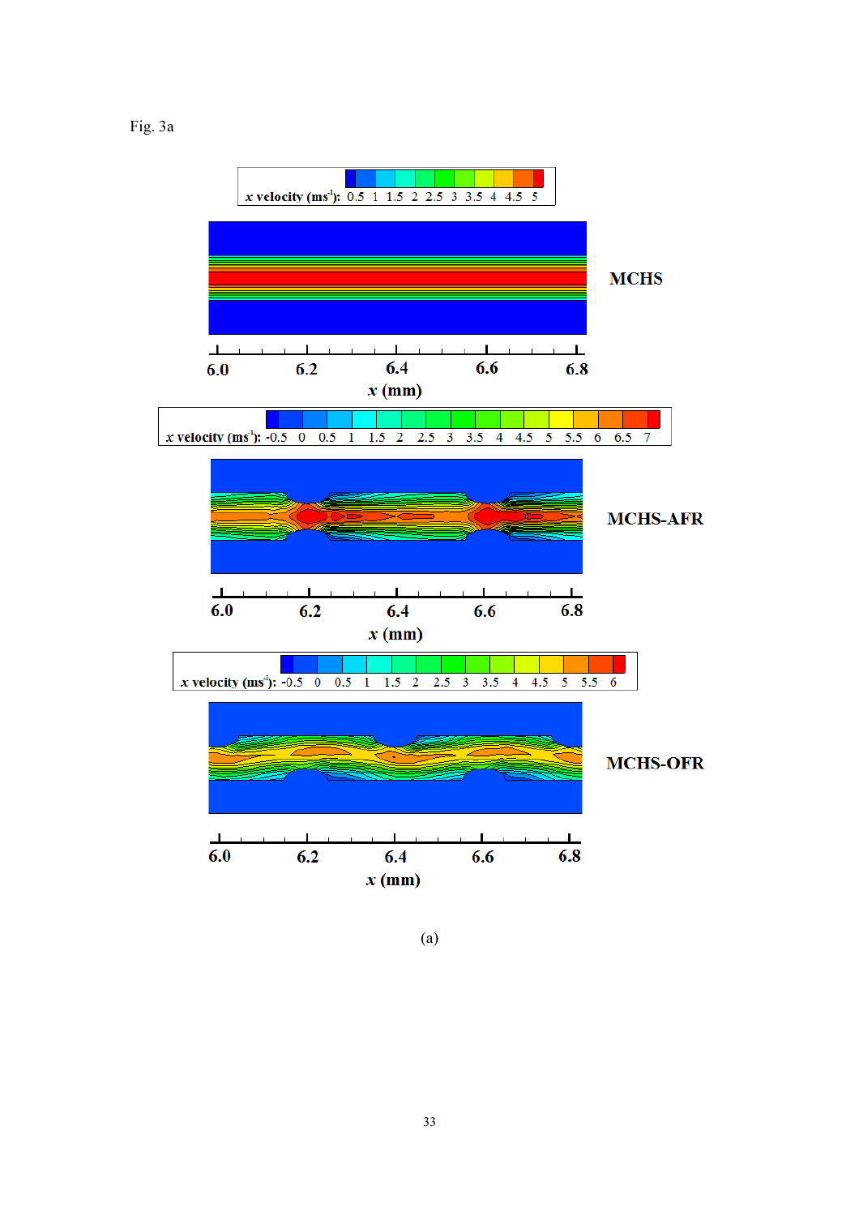Fig. 3a

(a)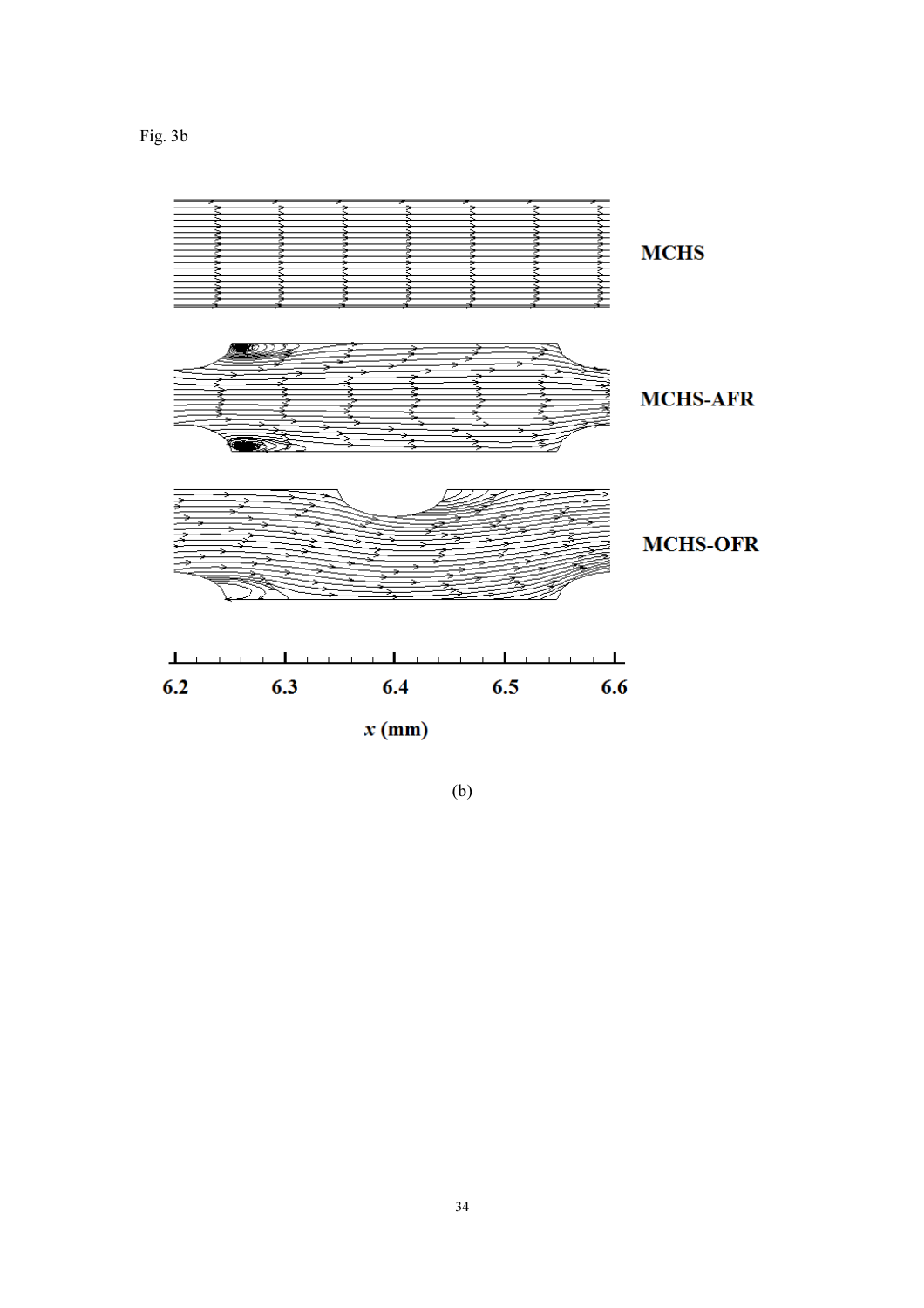Fig. 3b

MCHS

MCHS-AFR

MCHS-OFR

6.2 6.3 6.4 6.5 6.6

*x* (mm)

(b)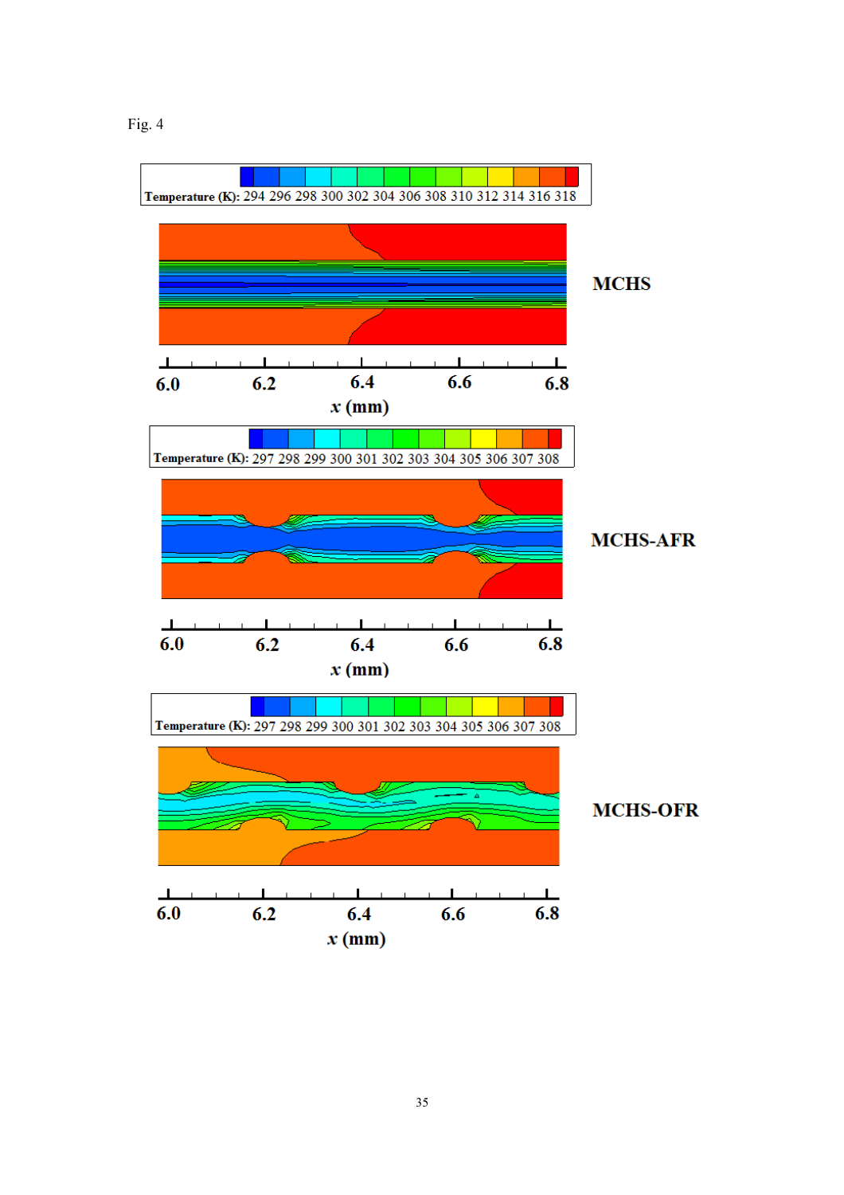Fig. 4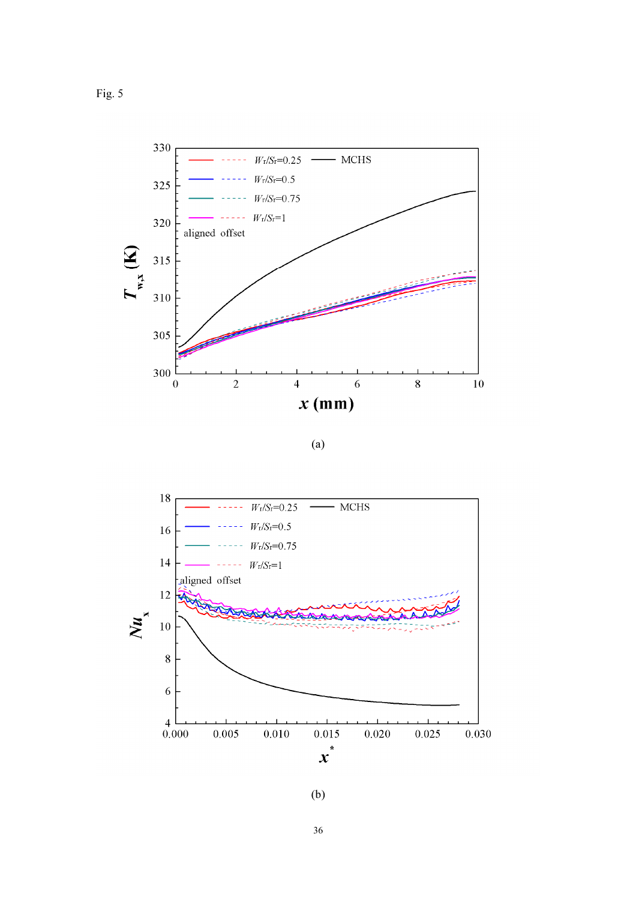Fig. 5

(a)

(b)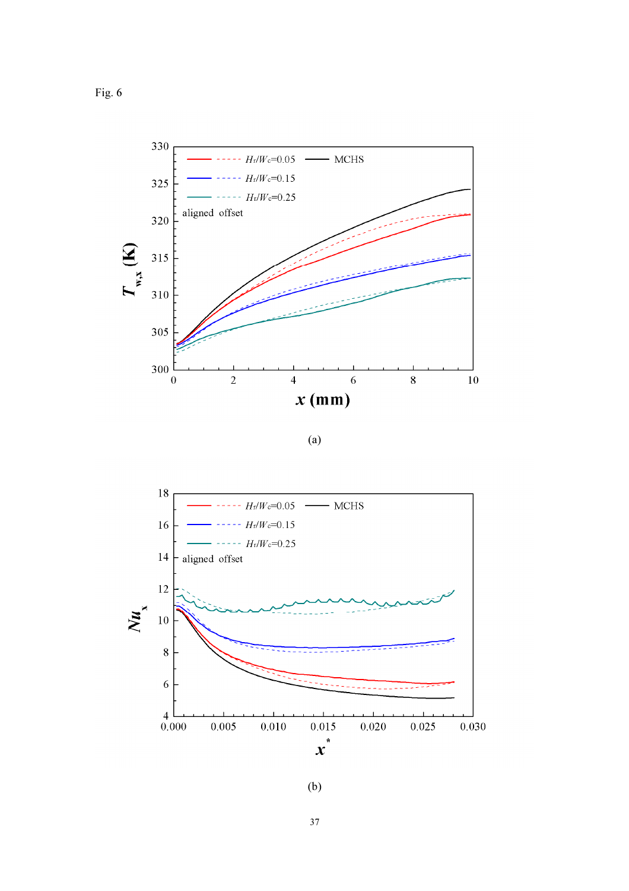Fig. 6

(a)

(b)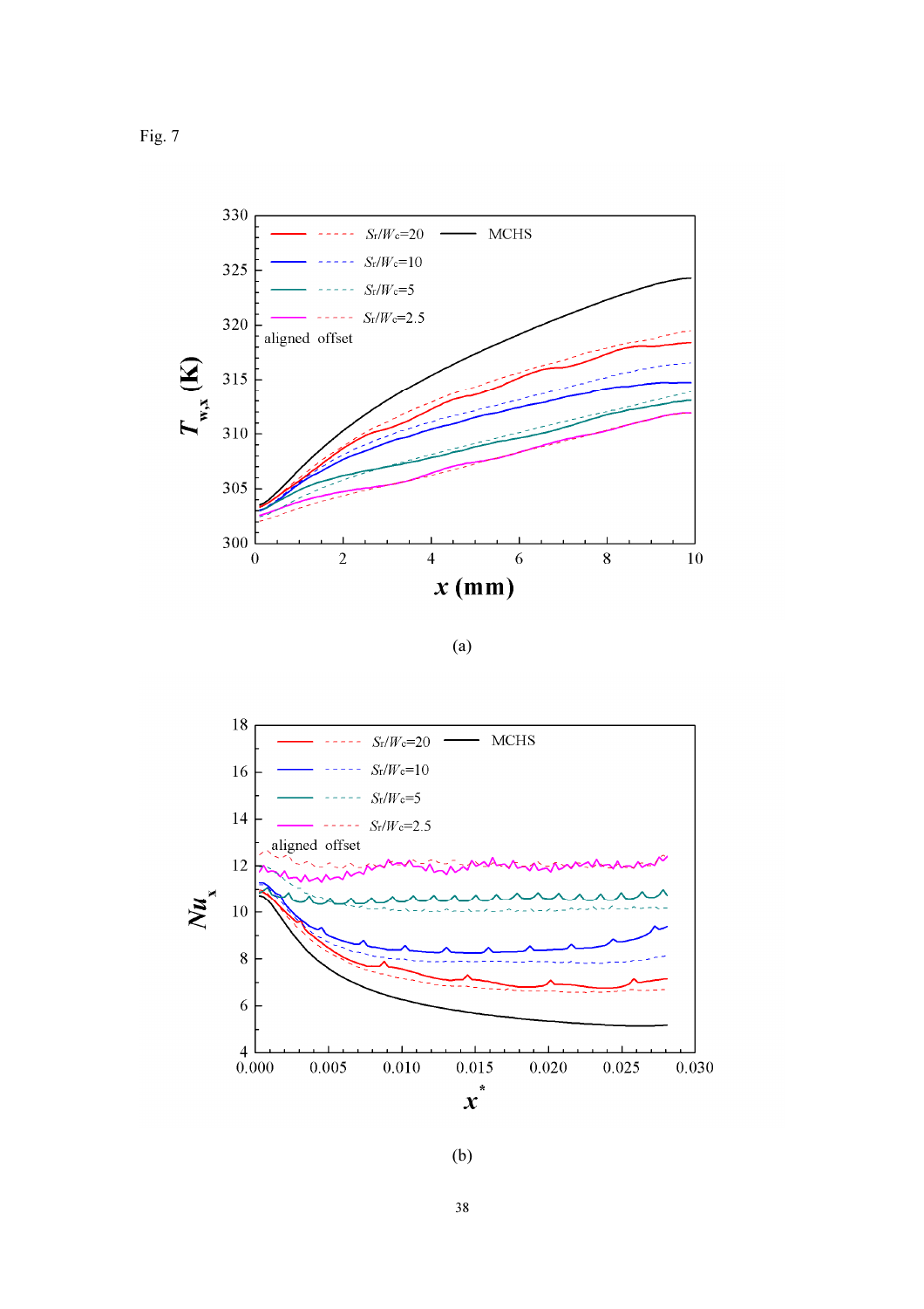Fig. 7

(a)

(b)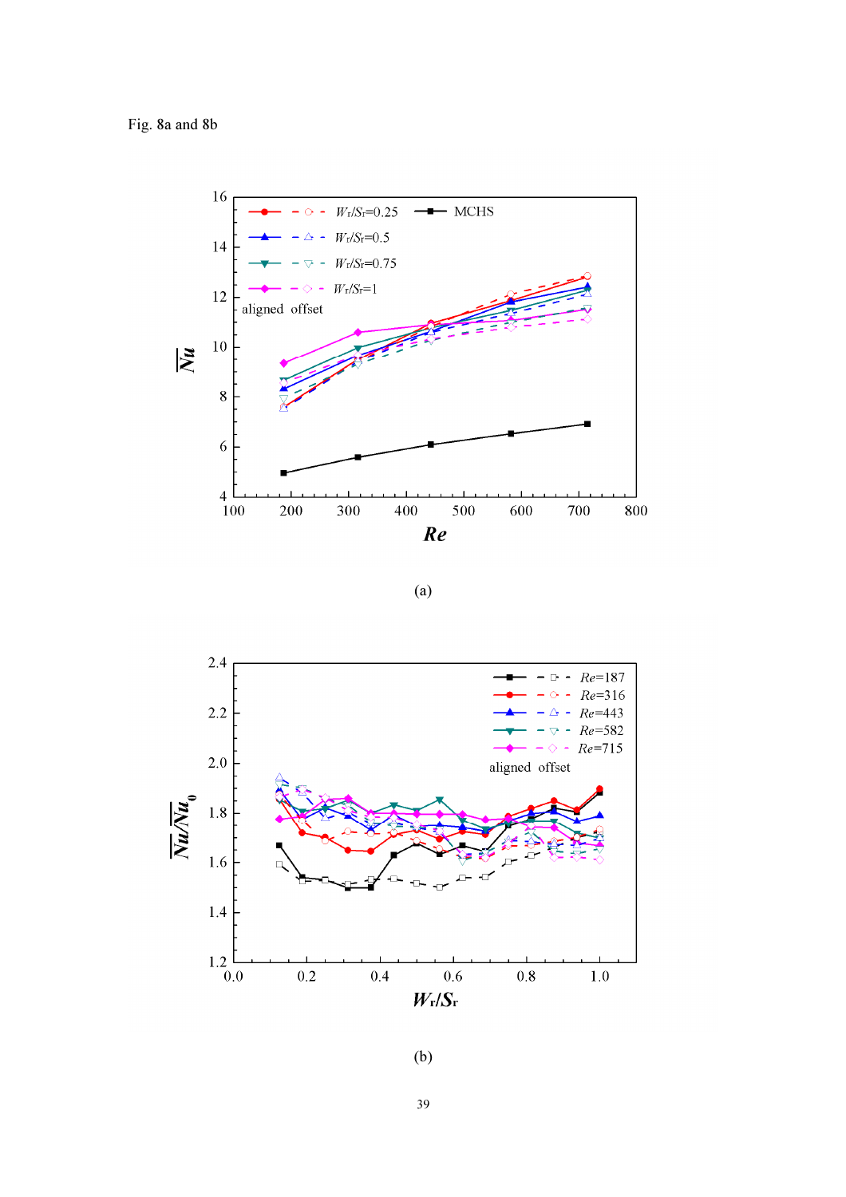Fig. 8a and 8b

(a)

(b)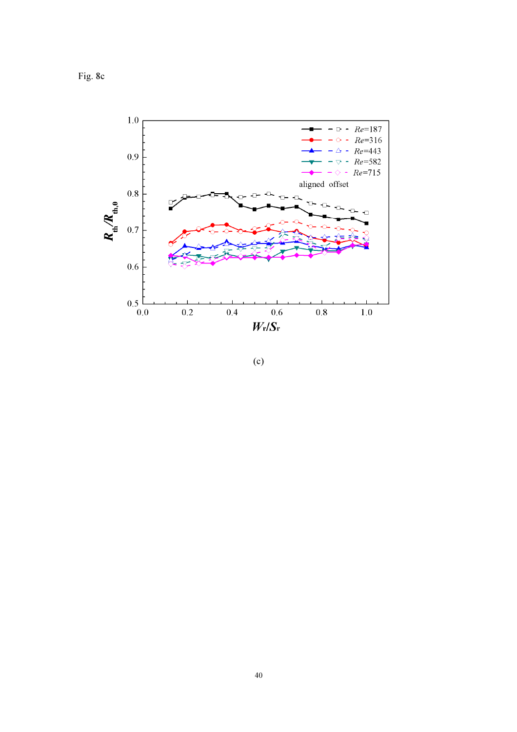Fig. 8c

(c)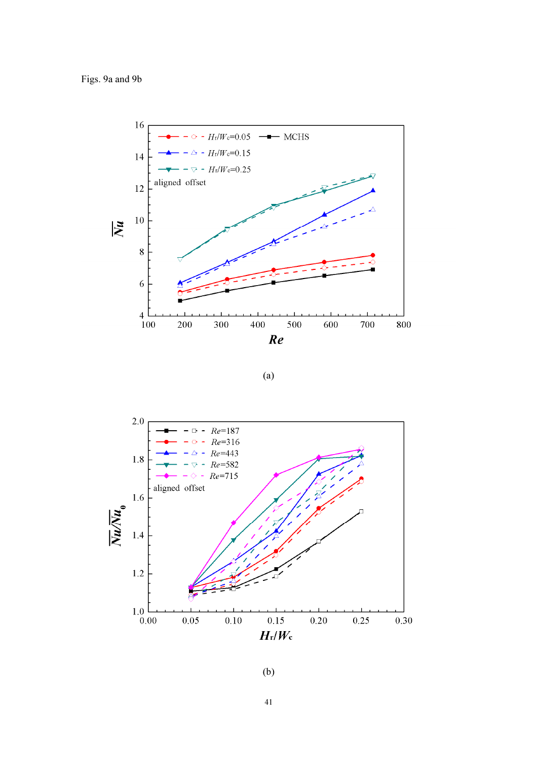Figs. 9a and 9b

(a)

(b)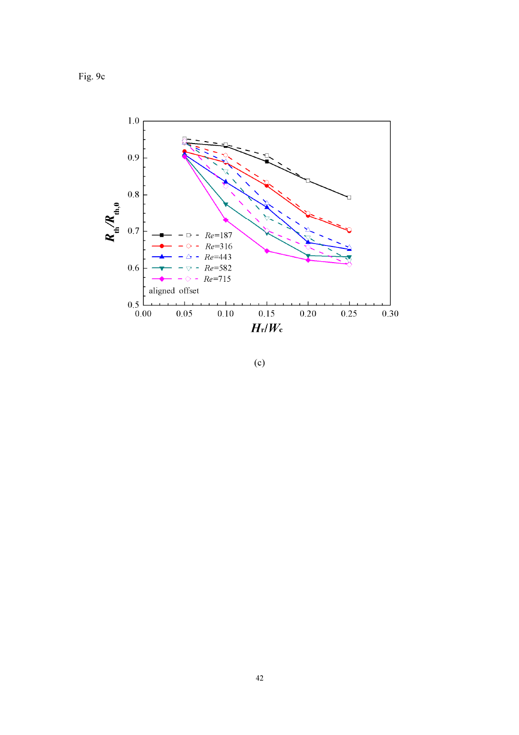Fig. 9c

(c)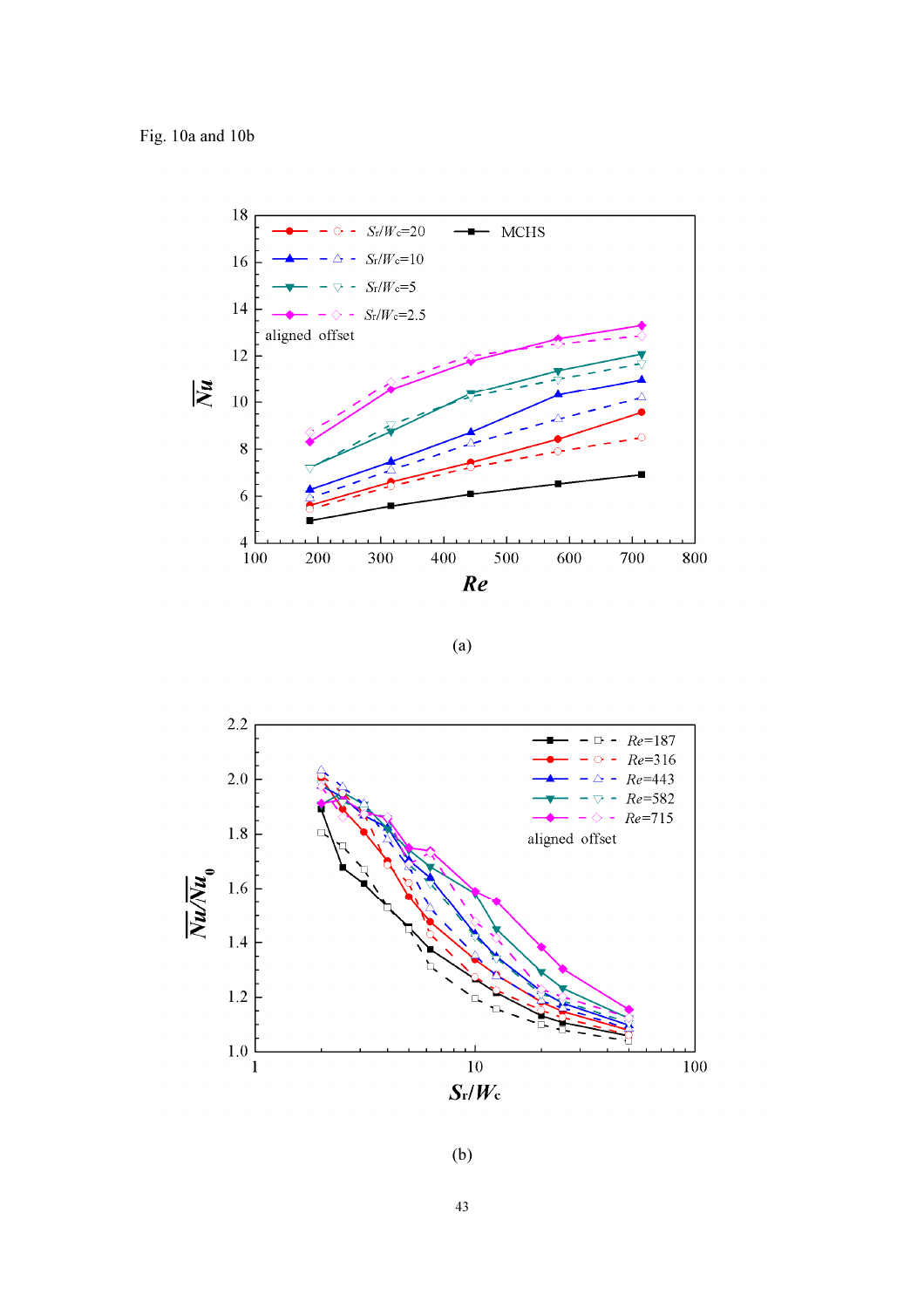Fig. 10a and 10b

(a)

(b)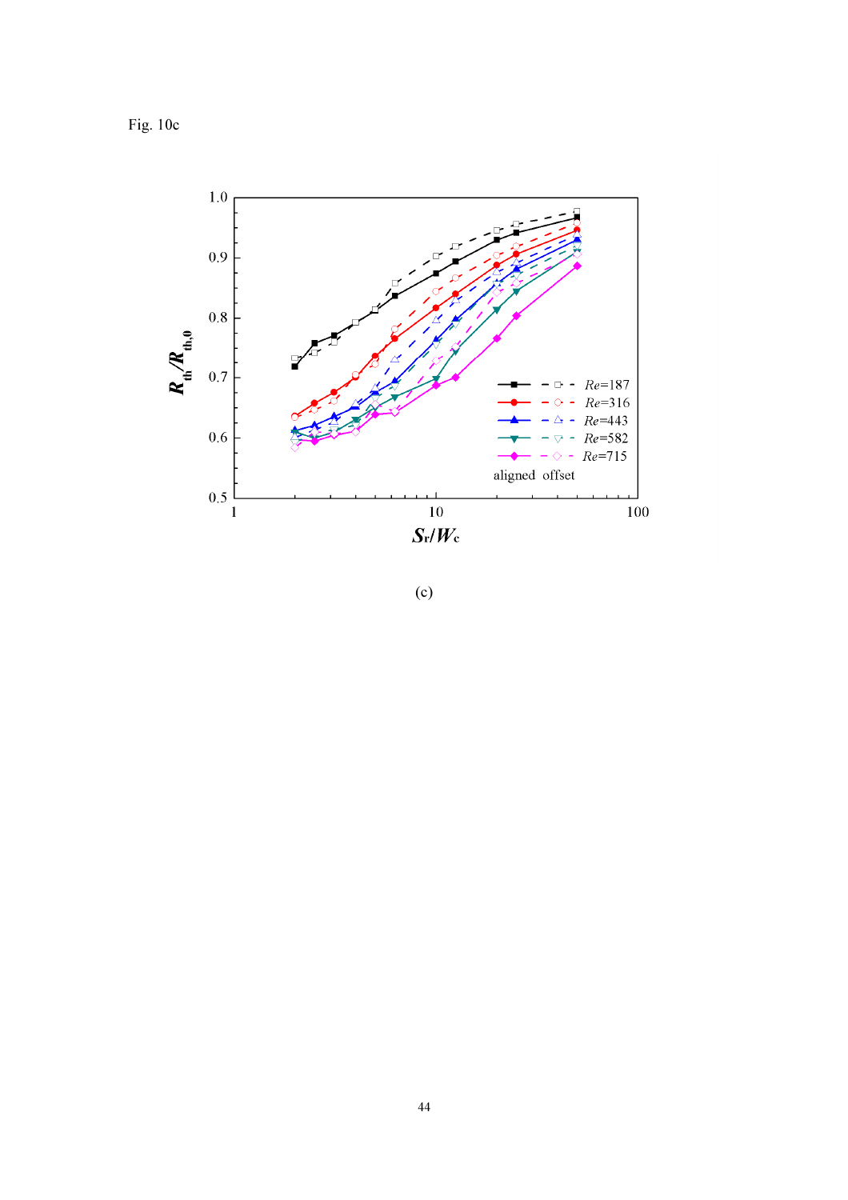Fig. 10c

(c)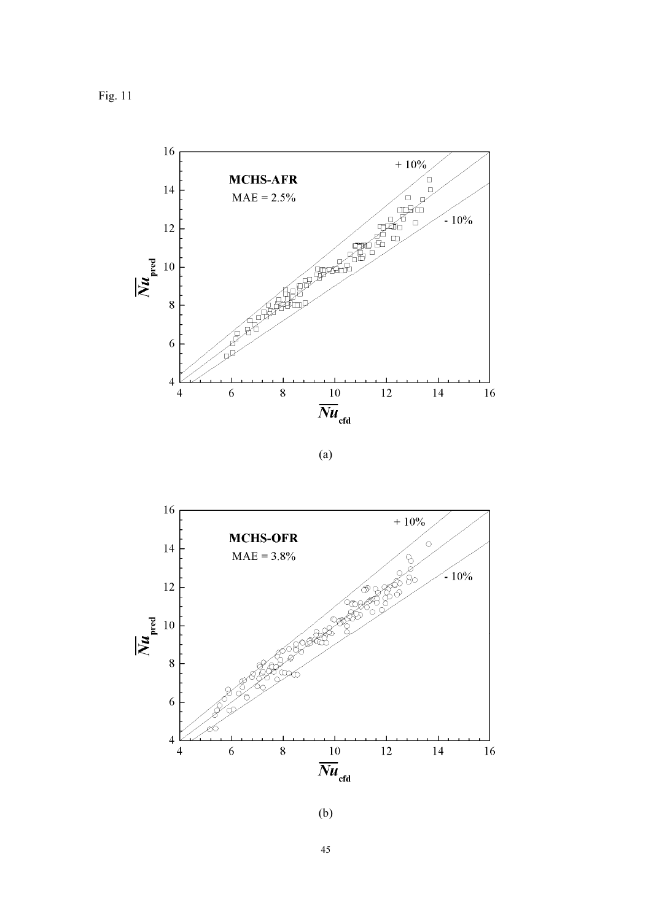Fig. 11

MCHS-AFR

MAE = 2.5%

+ 10%

- 10%

$\overline{Nu}_{pred}$

$\overline{Nu}_{cfd}$

4 6 8 10 12 14 16

(a)

MCHS-OFR

MAE = 3.8%

+ 10%

- 10%

$\overline{Nu}_{pred}$

$\overline{Nu}_{cfd}$

4 6 8 10 12 14 16

(b)